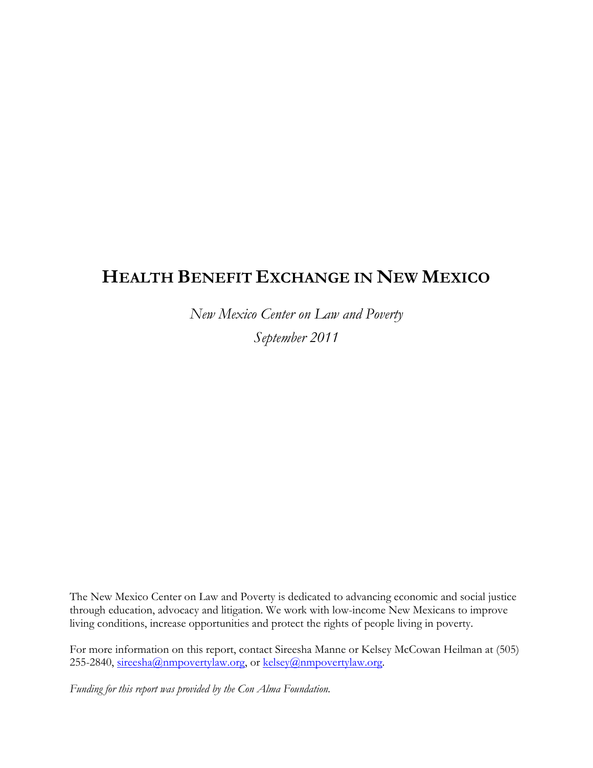# HEALTH BENEFIT EXCHANGE IN NEW MEXICO

*New Mexico Center on Law and Poverty*

*September 2011*

The New Mexico Center on Law and Poverty is dedicated to advancing economic and social justice through education, advocacy and litigation. We work with low-income New Mexicans to improve living conditions, increase opportunities and protect the rights of people living in poverty.

For more information on this report, contact Sireesha Manne or Kelsey McCowan Heilman at (505) 255-2840, sireesha@nmpovertylaw.org, or kelsey@nmpovertylaw.org.

*Funding for this report was provided by the Con Alma Foundation.*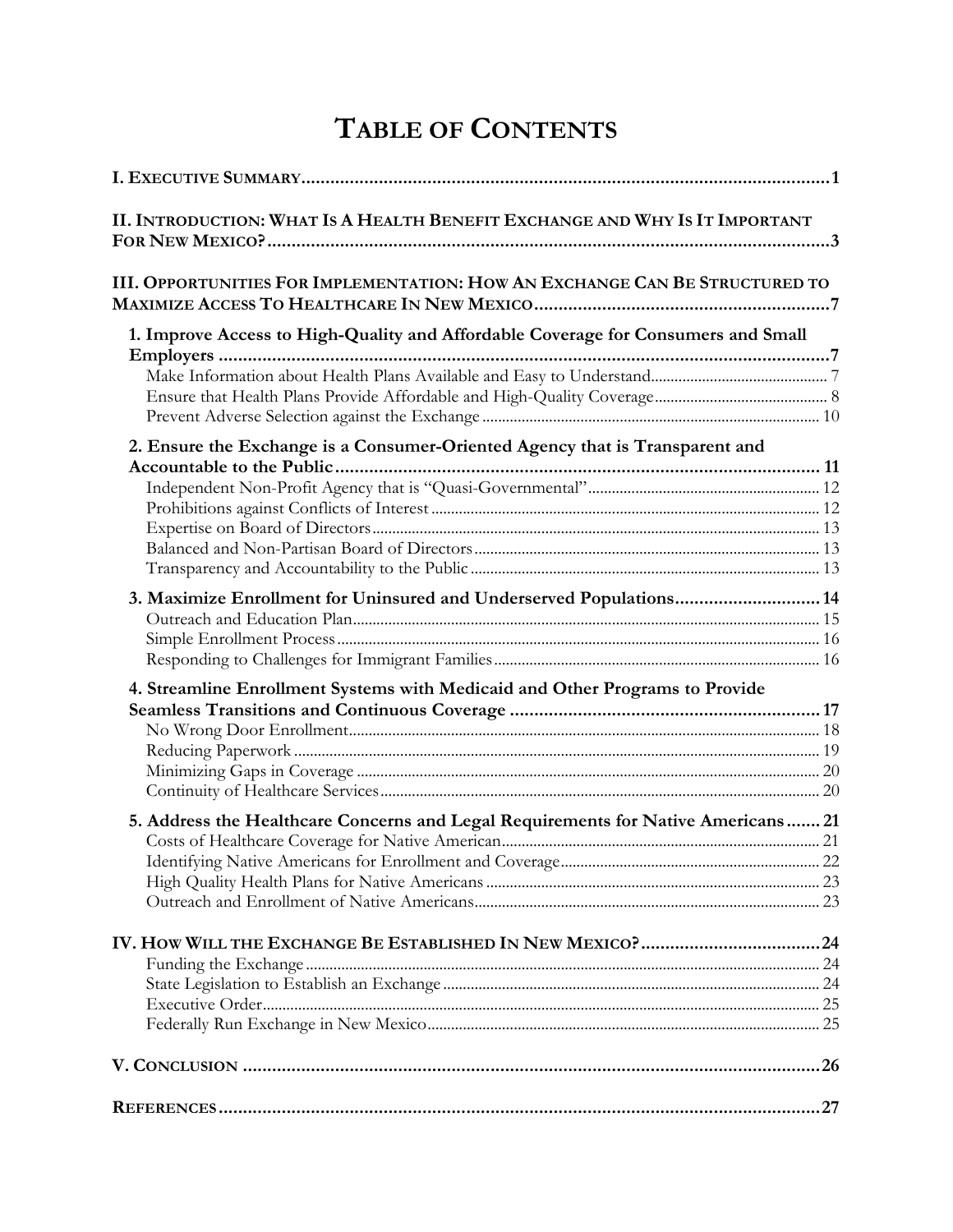# TABLE OF CONTENTS

**I. EXECUTIVE SUMMARY** ..... 1

**II. INTRODUCTION: WHAT IS A HEALTH BENEFIT EXCHANGE AND WHY IS IT IMPORTANT FOR NEW MEXICO?** ..... 3

**III. OPPORTUNITIES FOR IMPLEMENTATION: HOW AN EXCHANGE CAN BE STRUCTURED TO MAXIMIZE ACCESS TO HEALTHCARE IN NEW MEXICO** ..... 7

**1. Improve Access to High-Quality and Affordable Coverage for Consumers and Small Employers** ..... 7
- Make Information about Health Plans Available and Easy to Understand ..... 7
- Ensure that Health Plans Provide Affordable and High-Quality Coverage ..... 8
- Prevent Adverse Selection against the Exchange ..... 10

**2. Ensure the Exchange is a Consumer-Oriented Agency that is Transparent and Accountable to the Public** ..... 11
- Independent Non-Profit Agency that is "Quasi-Governmental" ..... 12
- Prohibitions against Conflicts of Interest ..... 12
- Expertise on Board of Directors ..... 13
- Balanced and Non-Partisan Board of Directors ..... 13
- Transparency and Accountability to the Public ..... 13

**3. Maximize Enrollment for Uninsured and Underserved Populations** ..... 14
- Outreach and Education Plan ..... 15
- Simple Enrollment Process ..... 16
- Responding to Challenges for Immigrant Families ..... 16

**4. Streamline Enrollment Systems with Medicaid and Other Programs to Provide Seamless Transitions and Continuous Coverage** ..... 17
- No Wrong Door Enrollment ..... 18
- Reducing Paperwork ..... 19
- Minimizing Gaps in Coverage ..... 20
- Continuity of Healthcare Services ..... 20

**5. Address the Healthcare Concerns and Legal Requirements for Native Americans** ..... 21
- Costs of Healthcare Coverage for Native American ..... 21
- Identifying Native Americans for Enrollment and Coverage ..... 22
- High Quality Health Plans for Native Americans ..... 23
- Outreach and Enrollment of Native Americans ..... 23

**IV. HOW WILL THE EXCHANGE BE ESTABLISHED IN NEW MEXICO?** ..... 24
- Funding the Exchange ..... 24
- State Legislation to Establish an Exchange ..... 24
- Executive Order ..... 25
- Federally Run Exchange in New Mexico ..... 25

**V. CONCLUSION** ..... 26

**REFERENCES** ..... 27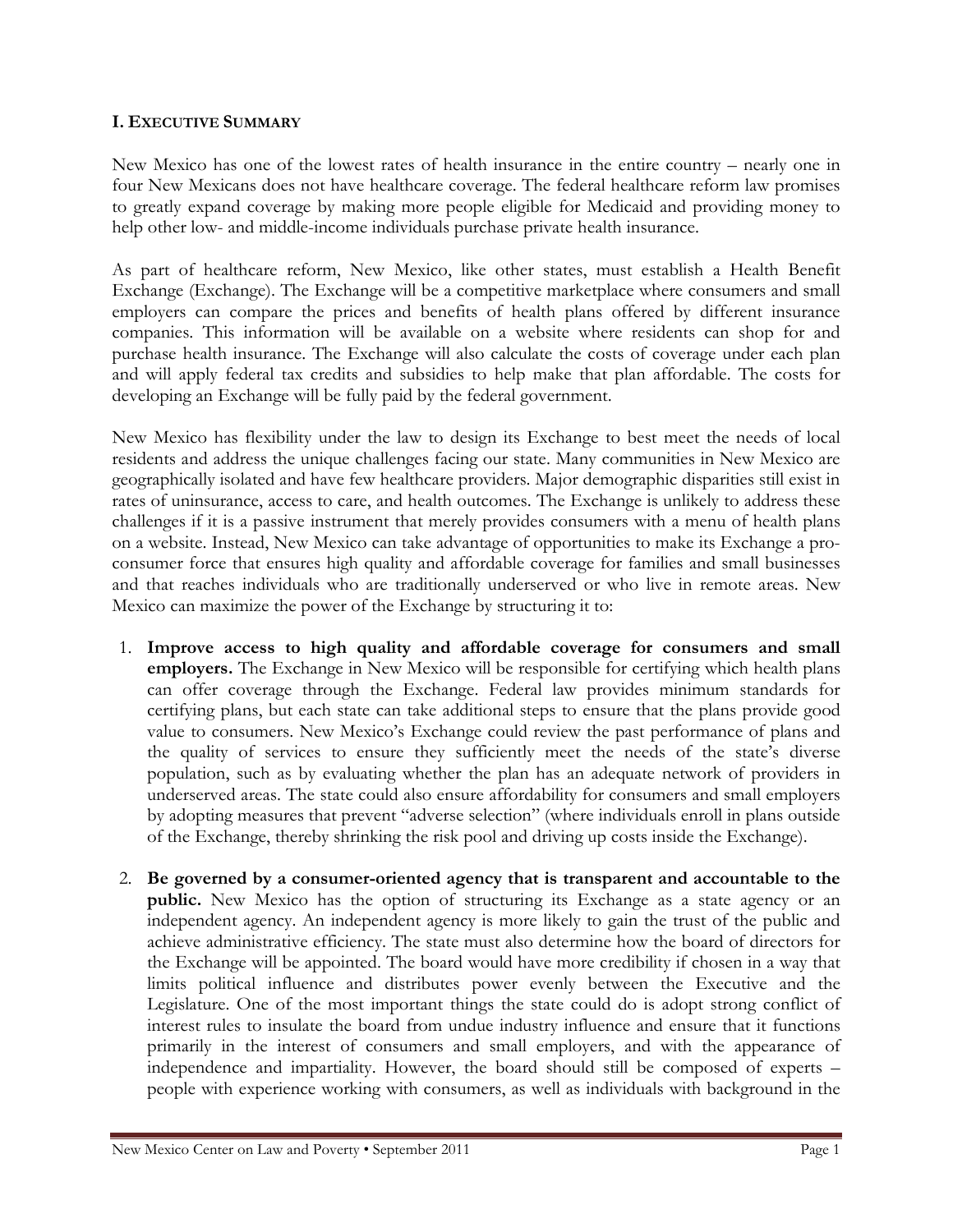## I. EXECUTIVE SUMMARY

New Mexico has one of the lowest rates of health insurance in the entire country – nearly one in four New Mexicans does not have healthcare coverage. The federal healthcare reform law promises to greatly expand coverage by making more people eligible for Medicaid and providing money to help other low- and middle-income individuals purchase private health insurance.

As part of healthcare reform, New Mexico, like other states, must establish a Health Benefit Exchange (Exchange). The Exchange will be a competitive marketplace where consumers and small employers can compare the prices and benefits of health plans offered by different insurance companies. This information will be available on a website where residents can shop for and purchase health insurance. The Exchange will also calculate the costs of coverage under each plan and will apply federal tax credits and subsidies to help make that plan affordable. The costs for developing an Exchange will be fully paid by the federal government.

New Mexico has flexibility under the law to design its Exchange to best meet the needs of local residents and address the unique challenges facing our state. Many communities in New Mexico are geographically isolated and have few healthcare providers. Major demographic disparities still exist in rates of uninsurance, access to care, and health outcomes. The Exchange is unlikely to address these challenges if it is a passive instrument that merely provides consumers with a menu of health plans on a website. Instead, New Mexico can take advantage of opportunities to make its Exchange a pro-consumer force that ensures high quality and affordable coverage for families and small businesses and that reaches individuals who are traditionally underserved or who live in remote areas. New Mexico can maximize the power of the Exchange by structuring it to:

1. **Improve access to high quality and affordable coverage for consumers and small employers.** The Exchange in New Mexico will be responsible for certifying which health plans can offer coverage through the Exchange. Federal law provides minimum standards for certifying plans, but each state can take additional steps to ensure that the plans provide good value to consumers. New Mexico's Exchange could review the past performance of plans and the quality of services to ensure they sufficiently meet the needs of the state's diverse population, such as by evaluating whether the plan has an adequate network of providers in underserved areas. The state could also ensure affordability for consumers and small employers by adopting measures that prevent "adverse selection" (where individuals enroll in plans outside of the Exchange, thereby shrinking the risk pool and driving up costs inside the Exchange).

2. **Be governed by a consumer-oriented agency that is transparent and accountable to the public.** New Mexico has the option of structuring its Exchange as a state agency or an independent agency. An independent agency is more likely to gain the trust of the public and achieve administrative efficiency. The state must also determine how the board of directors for the Exchange will be appointed. The board would have more credibility if chosen in a way that limits political influence and distributes power evenly between the Executive and the Legislature. One of the most important things the state could do is adopt strong conflict of interest rules to insulate the board from undue industry influence and ensure that it functions primarily in the interest of consumers and small employers, and with the appearance of independence and impartiality. However, the board should still be composed of experts – people with experience working with consumers, as well as individuals with background in the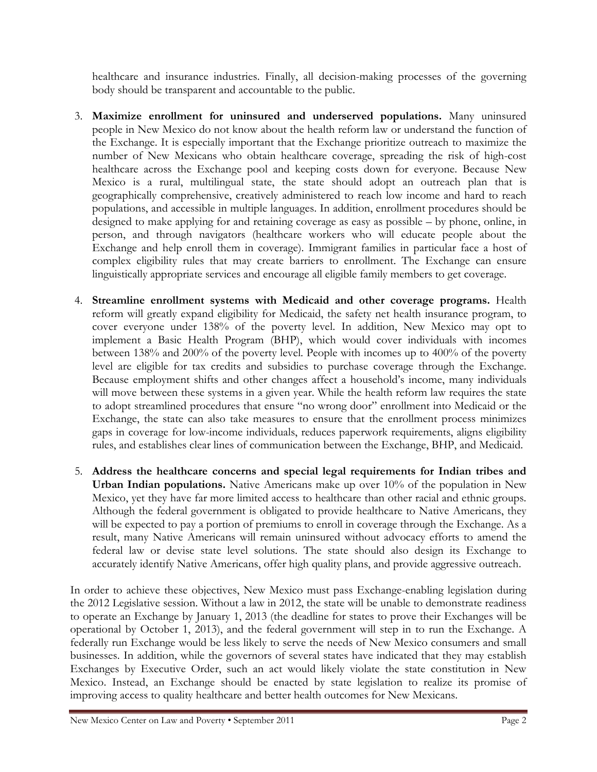healthcare and insurance industries. Finally, all decision-making processes of the governing body should be transparent and accountable to the public.

3. **Maximize enrollment for uninsured and underserved populations.** Many uninsured people in New Mexico do not know about the health reform law or understand the function of the Exchange. It is especially important that the Exchange prioritize outreach to maximize the number of New Mexicans who obtain healthcare coverage, spreading the risk of high-cost healthcare across the Exchange pool and keeping costs down for everyone. Because New Mexico is a rural, multilingual state, the state should adopt an outreach plan that is geographically comprehensive, creatively administered to reach low income and hard to reach populations, and accessible in multiple languages. In addition, enrollment procedures should be designed to make applying for and retaining coverage as easy as possible – by phone, online, in person, and through navigators (healthcare workers who will educate people about the Exchange and help enroll them in coverage). Immigrant families in particular face a host of complex eligibility rules that may create barriers to enrollment. The Exchange can ensure linguistically appropriate services and encourage all eligible family members to get coverage.

4. **Streamline enrollment systems with Medicaid and other coverage programs.** Health reform will greatly expand eligibility for Medicaid, the safety net health insurance program, to cover everyone under 138% of the poverty level. In addition, New Mexico may opt to implement a Basic Health Program (BHP), which would cover individuals with incomes between 138% and 200% of the poverty level. People with incomes up to 400% of the poverty level are eligible for tax credits and subsidies to purchase coverage through the Exchange. Because employment shifts and other changes affect a household's income, many individuals will move between these systems in a given year. While the health reform law requires the state to adopt streamlined procedures that ensure "no wrong door" enrollment into Medicaid or the Exchange, the state can also take measures to ensure that the enrollment process minimizes gaps in coverage for low-income individuals, reduces paperwork requirements, aligns eligibility rules, and establishes clear lines of communication between the Exchange, BHP, and Medicaid.

5. **Address the healthcare concerns and special legal requirements for Indian tribes and Urban Indian populations.** Native Americans make up over 10% of the population in New Mexico, yet they have far more limited access to healthcare than other racial and ethnic groups. Although the federal government is obligated to provide healthcare to Native Americans, they will be expected to pay a portion of premiums to enroll in coverage through the Exchange. As a result, many Native Americans will remain uninsured without advocacy efforts to amend the federal law or devise state level solutions. The state should also design its Exchange to accurately identify Native Americans, offer high quality plans, and provide aggressive outreach.

In order to achieve these objectives, New Mexico must pass Exchange-enabling legislation during the 2012 Legislative session. Without a law in 2012, the state will be unable to demonstrate readiness to operate an Exchange by January 1, 2013 (the deadline for states to prove their Exchanges will be operational by October 1, 2013), and the federal government will step in to run the Exchange. A federally run Exchange would be less likely to serve the needs of New Mexico consumers and small businesses. In addition, while the governors of several states have indicated that they may establish Exchanges by Executive Order, such an act would likely violate the state constitution in New Mexico. Instead, an Exchange should be enacted by state legislation to realize its promise of improving access to quality healthcare and better health outcomes for New Mexicans.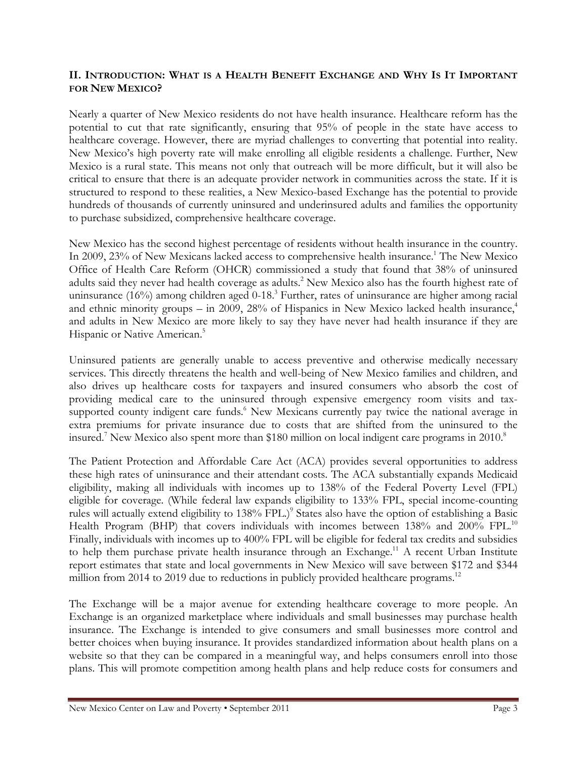## II. Introduction: What is a Health Benefit Exchange and Why Is It Important for New Mexico?

Nearly a quarter of New Mexico residents do not have health insurance. Healthcare reform has the potential to cut that rate significantly, ensuring that 95% of people in the state have access to healthcare coverage. However, there are myriad challenges to converting that potential into reality. New Mexico's high poverty rate will make enrolling all eligible residents a challenge. Further, New Mexico is a rural state. This means not only that outreach will be more difficult, but it will also be critical to ensure that there is an adequate provider network in communities across the state. If it is structured to respond to these realities, a New Mexico-based Exchange has the potential to provide hundreds of thousands of currently uninsured and underinsured adults and families the opportunity to purchase subsidized, comprehensive healthcare coverage.

New Mexico has the second highest percentage of residents without health insurance in the country. In 2009, 23% of New Mexicans lacked access to comprehensive health insurance.[1] The New Mexico Office of Health Care Reform (OHCR) commissioned a study that found that 38% of uninsured adults said they never had health coverage as adults.[2] New Mexico also has the fourth highest rate of uninsurance (16%) among children aged 0-18.[3] Further, rates of uninsurance are higher among racial and ethnic minority groups – in 2009, 28% of Hispanics in New Mexico lacked health insurance,[4] and adults in New Mexico are more likely to say they have never had health insurance if they are Hispanic or Native American.[5]

Uninsured patients are generally unable to access preventive and otherwise medically necessary services. This directly threatens the health and well-being of New Mexico families and children, and also drives up healthcare costs for taxpayers and insured consumers who absorb the cost of providing medical care to the uninsured through expensive emergency room visits and tax-supported county indigent care funds.[6] New Mexicans currently pay twice the national average in extra premiums for private insurance due to costs that are shifted from the uninsured to the insured.[7] New Mexico also spent more than $180 million on local indigent care programs in 2010.[8]

The Patient Protection and Affordable Care Act (ACA) provides several opportunities to address these high rates of uninsurance and their attendant costs. The ACA substantially expands Medicaid eligibility, making all individuals with incomes up to 138% of the Federal Poverty Level (FPL) eligible for coverage. (While federal law expands eligibility to 133% FPL, special income-counting rules will actually extend eligibility to 138% FPL.)[9] States also have the option of establishing a Basic Health Program (BHP) that covers individuals with incomes between 138% and 200% FPL.[10] Finally, individuals with incomes up to 400% FPL will be eligible for federal tax credits and subsidies to help them purchase private health insurance through an Exchange.[11] A recent Urban Institute report estimates that state and local governments in New Mexico will save between $172 and $344 million from 2014 to 2019 due to reductions in publicly provided healthcare programs.[12]

The Exchange will be a major avenue for extending healthcare coverage to more people. An Exchange is an organized marketplace where individuals and small businesses may purchase health insurance. The Exchange is intended to give consumers and small businesses more control and better choices when buying insurance. It provides standardized information about health plans on a website so that they can be compared in a meaningful way, and helps consumers enroll into those plans. This will promote competition among health plans and help reduce costs for consumers and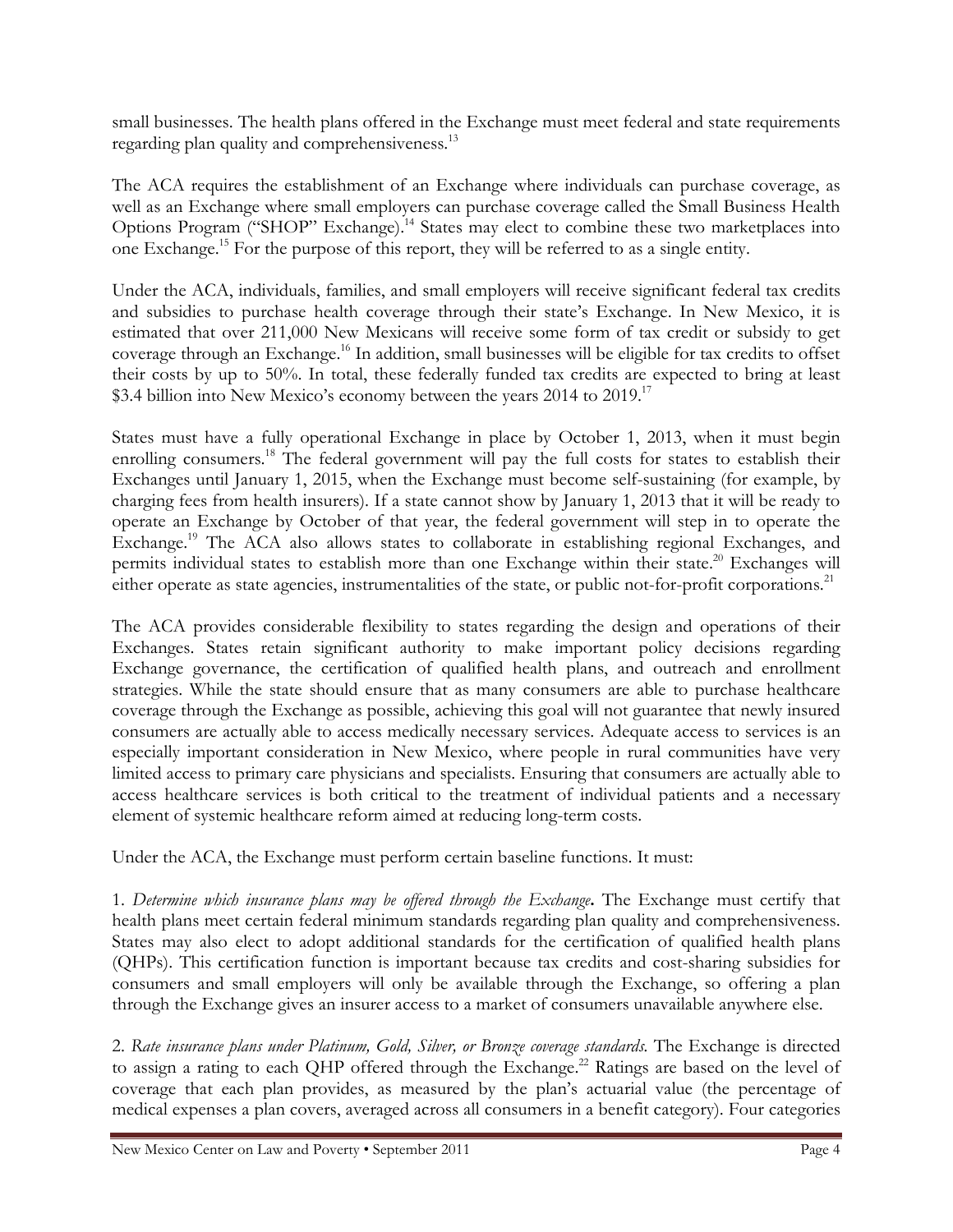small businesses. The health plans offered in the Exchange must meet federal and state requirements regarding plan quality and comprehensiveness.[13]

The ACA requires the establishment of an Exchange where individuals can purchase coverage, as well as an Exchange where small employers can purchase coverage called the Small Business Health Options Program ("SHOP" Exchange).[14] States may elect to combine these two marketplaces into one Exchange.[15] For the purpose of this report, they will be referred to as a single entity.

Under the ACA, individuals, families, and small employers will receive significant federal tax credits and subsidies to purchase health coverage through their state's Exchange. In New Mexico, it is estimated that over 211,000 New Mexicans will receive some form of tax credit or subsidy to get coverage through an Exchange.[16] In addition, small businesses will be eligible for tax credits to offset their costs by up to 50%. In total, these federally funded tax credits are expected to bring at least $3.4 billion into New Mexico's economy between the years 2014 to 2019.[17]

States must have a fully operational Exchange in place by October 1, 2013, when it must begin enrolling consumers.[18] The federal government will pay the full costs for states to establish their Exchanges until January 1, 2015, when the Exchange must become self-sustaining (for example, by charging fees from health insurers). If a state cannot show by January 1, 2013 that it will be ready to operate an Exchange by October of that year, the federal government will step in to operate the Exchange.[19] The ACA also allows states to collaborate in establishing regional Exchanges, and permits individual states to establish more than one Exchange within their state.[20] Exchanges will either operate as state agencies, instrumentalities of the state, or public not-for-profit corporations.[21]

The ACA provides considerable flexibility to states regarding the design and operations of their Exchanges. States retain significant authority to make important policy decisions regarding Exchange governance, the certification of qualified health plans, and outreach and enrollment strategies. While the state should ensure that as many consumers are able to purchase healthcare coverage through the Exchange as possible, achieving this goal will not guarantee that newly insured consumers are actually able to access medically necessary services. Adequate access to services is an especially important consideration in New Mexico, where people in rural communities have very limited access to primary care physicians and specialists. Ensuring that consumers are actually able to access healthcare services is both critical to the treatment of individual patients and a necessary element of systemic healthcare reform aimed at reducing long-term costs.

Under the ACA, the Exchange must perform certain baseline functions. It must:

1. *Determine which insurance plans may be offered through the Exchange***.** The Exchange must certify that health plans meet certain federal minimum standards regarding plan quality and comprehensiveness. States may also elect to adopt additional standards for the certification of qualified health plans (QHPs). This certification function is important because tax credits and cost-sharing subsidies for consumers and small employers will only be available through the Exchange, so offering a plan through the Exchange gives an insurer access to a market of consumers unavailable anywhere else.

2. *Rate insurance plans under Platinum, Gold, Silver, or Bronze coverage standards.* The Exchange is directed to assign a rating to each QHP offered through the Exchange.[22] Ratings are based on the level of coverage that each plan provides, as measured by the plan's actuarial value (the percentage of medical expenses a plan covers, averaged across all consumers in a benefit category). Four categories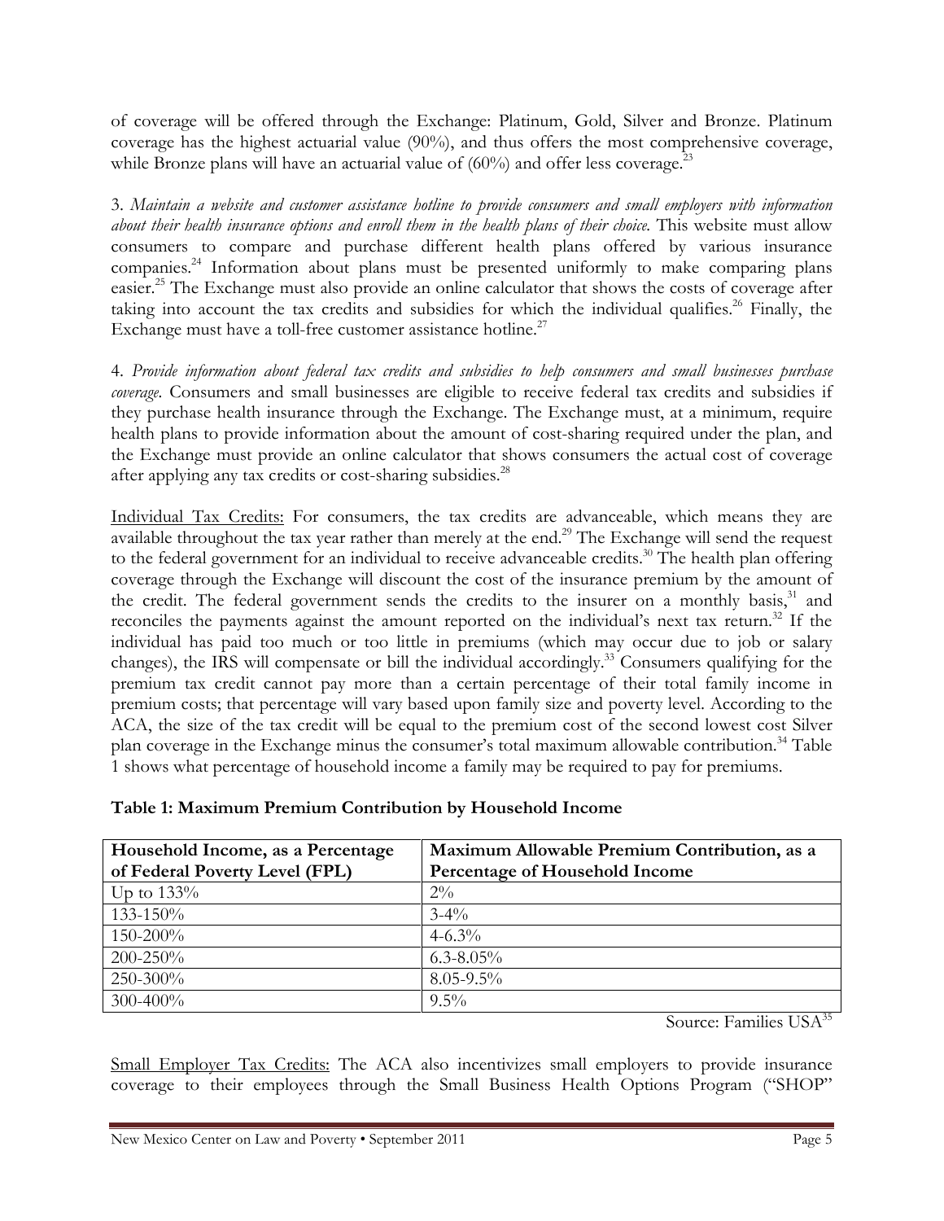of coverage will be offered through the Exchange: Platinum, Gold, Silver and Bronze. Platinum coverage has the highest actuarial value (90%), and thus offers the most comprehensive coverage, while Bronze plans will have an actuarial value of (60%) and offer less coverage.[23]

3. *Maintain a website and customer assistance hotline to provide consumers and small employers with information about their health insurance options and enroll them in the health plans of their choice.* This website must allow consumers to compare and purchase different health plans offered by various insurance companies.[24] Information about plans must be presented uniformly to make comparing plans easier.[25] The Exchange must also provide an online calculator that shows the costs of coverage after taking into account the tax credits and subsidies for which the individual qualifies.[26] Finally, the Exchange must have a toll-free customer assistance hotline.[27]

4. *Provide information about federal tax credits and subsidies to help consumers and small businesses purchase coverage.* Consumers and small businesses are eligible to receive federal tax credits and subsidies if they purchase health insurance through the Exchange. The Exchange must, at a minimum, require health plans to provide information about the amount of cost-sharing required under the plan, and the Exchange must provide an online calculator that shows consumers the actual cost of coverage after applying any tax credits or cost-sharing subsidies.[28]

<u>Individual Tax Credits:</u> For consumers, the tax credits are advanceable, which means they are available throughout the tax year rather than merely at the end.[29] The Exchange will send the request to the federal government for an individual to receive advanceable credits.[30] The health plan offering coverage through the Exchange will discount the cost of the insurance premium by the amount of the credit. The federal government sends the credits to the insurer on a monthly basis,[31] and reconciles the payments against the amount reported on the individual's next tax return.[32] If the individual has paid too much or too little in premiums (which may occur due to job or salary changes), the IRS will compensate or bill the individual accordingly.[33] Consumers qualifying for the premium tax credit cannot pay more than a certain percentage of their total family income in premium costs; that percentage will vary based upon family size and poverty level. According to the ACA, the size of the tax credit will be equal to the premium cost of the second lowest cost Silver plan coverage in the Exchange minus the consumer's total maximum allowable contribution.[34] Table 1 shows what percentage of household income a family may be required to pay for premiums.

**Table 1: Maximum Premium Contribution by Household Income**

| Household Income, as a Percentage of Federal Poverty Level (FPL) | Maximum Allowable Premium Contribution, as a Percentage of Household Income |
|---|---|
| Up to 133% | 2% |
| 133-150% | 3-4% |
| 150-200% | 4-6.3% |
| 200-250% | 6.3-8.05% |
| 250-300% | 8.05-9.5% |
| 300-400% | 9.5% |

Source: Families USA[35]

<u>Small Employer Tax Credits:</u> The ACA also incentivizes small employers to provide insurance coverage to their employees through the Small Business Health Options Program ("SHOP"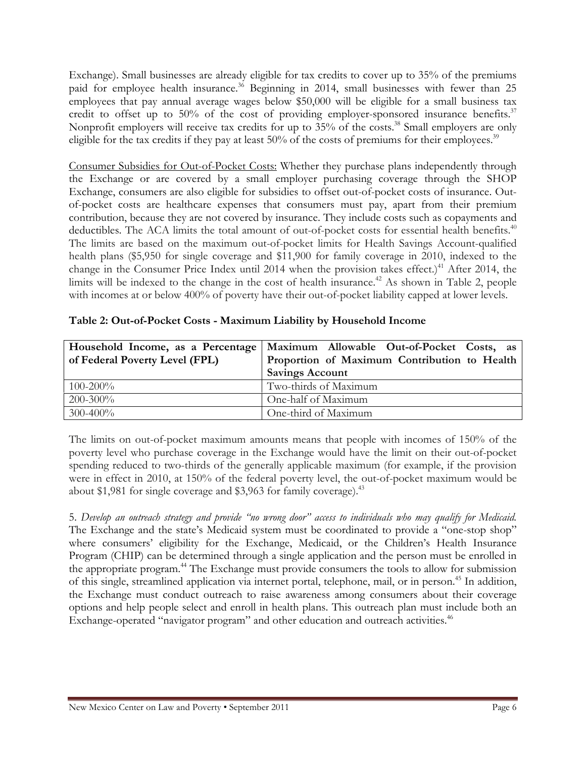Exchange). Small businesses are already eligible for tax credits to cover up to 35% of the premiums paid for employee health insurance.[36] Beginning in 2014, small businesses with fewer than 25 employees that pay annual average wages below $50,000 will be eligible for a small business tax credit to offset up to 50% of the cost of providing employer-sponsored insurance benefits.[37] Nonprofit employers will receive tax credits for up to 35% of the costs.[38] Small employers are only eligible for the tax credits if they pay at least 50% of the costs of premiums for their employees.[39]

<u>Consumer Subsidies for Out-of-Pocket Costs:</u> Whether they purchase plans independently through the Exchange or are covered by a small employer purchasing coverage through the SHOP Exchange, consumers are also eligible for subsidies to offset out-of-pocket costs of insurance. Out-of-pocket costs are healthcare expenses that consumers must pay, apart from their premium contribution, because they are not covered by insurance. They include costs such as copayments and deductibles. The ACA limits the total amount of out-of-pocket costs for essential health benefits.[40] The limits are based on the maximum out-of-pocket limits for Health Savings Account-qualified health plans ($5,950 for single coverage and $11,900 for family coverage in 2010, indexed to the change in the Consumer Price Index until 2014 when the provision takes effect.)[41] After 2014, the limits will be indexed to the change in the cost of health insurance.[42] As shown in Table 2, people with incomes at or below 400% of poverty have their out-of-pocket liability capped at lower levels.

**Table 2: Out-of-Pocket Costs - Maximum Liability by Household Income**

| Household Income, as a Percentage of Federal Poverty Level (FPL) | Maximum Allowable Out-of-Pocket Costs, as Proportion of Maximum Contribution to Health Savings Account |
|---|---|
| 100-200% | Two-thirds of Maximum |
| 200-300% | One-half of Maximum |
| 300-400% | One-third of Maximum |

The limits on out-of-pocket maximum amounts means that people with incomes of 150% of the poverty level who purchase coverage in the Exchange would have the limit on their out-of-pocket spending reduced to two-thirds of the generally applicable maximum (for example, if the provision were in effect in 2010, at 150% of the federal poverty level, the out-of-pocket maximum would be about $1,981 for single coverage and $3,963 for family coverage).[43]

5. *Develop an outreach strategy and provide "no wrong door" access to individuals who may qualify for Medicaid.* The Exchange and the state's Medicaid system must be coordinated to provide a "one-stop shop" where consumers' eligibility for the Exchange, Medicaid, or the Children's Health Insurance Program (CHIP) can be determined through a single application and the person must be enrolled in the appropriate program.[44] The Exchange must provide consumers the tools to allow for submission of this single, streamlined application via internet portal, telephone, mail, or in person.[45] In addition, the Exchange must conduct outreach to raise awareness among consumers about their coverage options and help people select and enroll in health plans. This outreach plan must include both an Exchange-operated "navigator program" and other education and outreach activities.[46]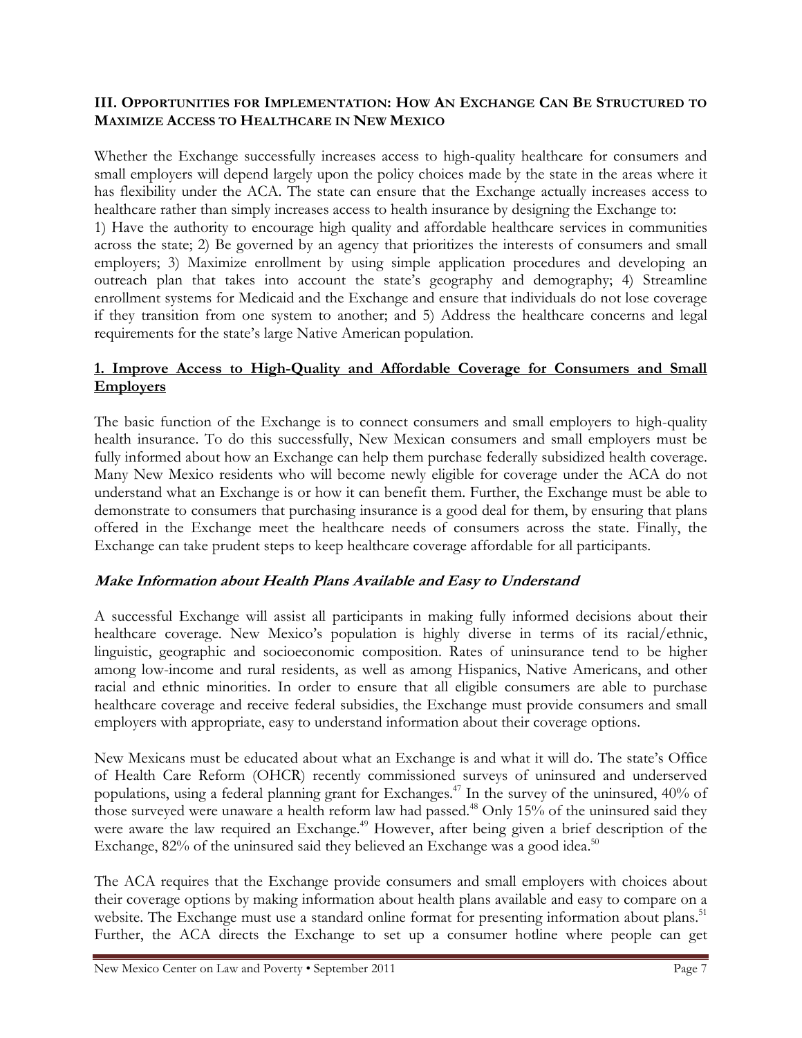## III. Opportunities for Implementation: How An Exchange Can Be Structured to Maximize Access to Healthcare in New Mexico

Whether the Exchange successfully increases access to high-quality healthcare for consumers and small employers will depend largely upon the policy choices made by the state in the areas where it has flexibility under the ACA. The state can ensure that the Exchange actually increases access to healthcare rather than simply increases access to health insurance by designing the Exchange to: 1) Have the authority to encourage high quality and affordable healthcare services in communities across the state; 2) Be governed by an agency that prioritizes the interests of consumers and small employers; 3) Maximize enrollment by using simple application procedures and developing an outreach plan that takes into account the state's geography and demography; 4) Streamline enrollment systems for Medicaid and the Exchange and ensure that individuals do not lose coverage if they transition from one system to another; and 5) Address the healthcare concerns and legal requirements for the state's large Native American population.

### 1. Improve Access to High-Quality and Affordable Coverage for Consumers and Small Employers

The basic function of the Exchange is to connect consumers and small employers to high-quality health insurance. To do this successfully, New Mexican consumers and small employers must be fully informed about how an Exchange can help them purchase federally subsidized health coverage. Many New Mexico residents who will become newly eligible for coverage under the ACA do not understand what an Exchange is or how it can benefit them. Further, the Exchange must be able to demonstrate to consumers that purchasing insurance is a good deal for them, by ensuring that plans offered in the Exchange meet the healthcare needs of consumers across the state. Finally, the Exchange can take prudent steps to keep healthcare coverage affordable for all participants.

#### *Make Information about Health Plans Available and Easy to Understand*

A successful Exchange will assist all participants in making fully informed decisions about their healthcare coverage. New Mexico's population is highly diverse in terms of its racial/ethnic, linguistic, geographic and socioeconomic composition. Rates of uninsurance tend to be higher among low-income and rural residents, as well as among Hispanics, Native Americans, and other racial and ethnic minorities. In order to ensure that all eligible consumers are able to purchase healthcare coverage and receive federal subsidies, the Exchange must provide consumers and small employers with appropriate, easy to understand information about their coverage options.

New Mexicans must be educated about what an Exchange is and what it will do. The state's Office of Health Care Reform (OHCR) recently commissioned surveys of uninsured and underserved populations, using a federal planning grant for Exchanges.[47] In the survey of the uninsured, 40% of those surveyed were unaware a health reform law had passed.[48] Only 15% of the uninsured said they were aware the law required an Exchange.[49] However, after being given a brief description of the Exchange, 82% of the uninsured said they believed an Exchange was a good idea.[50]

The ACA requires that the Exchange provide consumers and small employers with choices about their coverage options by making information about health plans available and easy to compare on a website. The Exchange must use a standard online format for presenting information about plans.[51] Further, the ACA directs the Exchange to set up a consumer hotline where people can get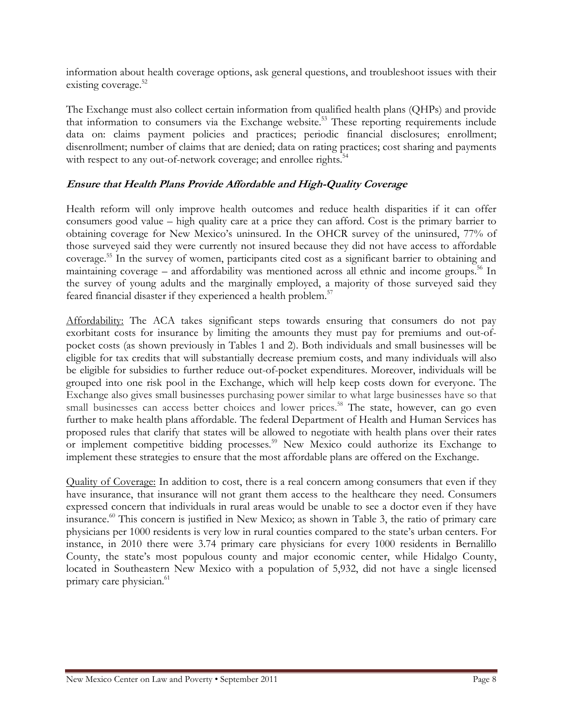information about health coverage options, ask general questions, and troubleshoot issues with their existing coverage.[52]

The Exchange must also collect certain information from qualified health plans (QHPs) and provide that information to consumers via the Exchange website.[53] These reporting requirements include data on: claims payment policies and practices; periodic financial disclosures; enrollment; disenrollment; number of claims that are denied; data on rating practices; cost sharing and payments with respect to any out-of-network coverage; and enrollee rights.[54]

### *Ensure that Health Plans Provide Affordable and High-Quality Coverage*

Health reform will only improve health outcomes and reduce health disparities if it can offer consumers good value – high quality care at a price they can afford. Cost is the primary barrier to obtaining coverage for New Mexico's uninsured. In the OHCR survey of the uninsured, 77% of those surveyed said they were currently not insured because they did not have access to affordable coverage.[55] In the survey of women, participants cited cost as a significant barrier to obtaining and maintaining coverage – and affordability was mentioned across all ethnic and income groups.[56] In the survey of young adults and the marginally employed, a majority of those surveyed said they feared financial disaster if they experienced a health problem.[57]

Affordability: The ACA takes significant steps towards ensuring that consumers do not pay exorbitant costs for insurance by limiting the amounts they must pay for premiums and out-of-pocket costs (as shown previously in Tables 1 and 2). Both individuals and small businesses will be eligible for tax credits that will substantially decrease premium costs, and many individuals will also be eligible for subsidies to further reduce out-of-pocket expenditures. Moreover, individuals will be grouped into one risk pool in the Exchange, which will help keep costs down for everyone. The Exchange also gives small businesses purchasing power similar to what large businesses have so that small businesses can access better choices and lower prices.[58] The state, however, can go even further to make health plans affordable. The federal Department of Health and Human Services has proposed rules that clarify that states will be allowed to negotiate with health plans over their rates or implement competitive bidding processes.[59] New Mexico could authorize its Exchange to implement these strategies to ensure that the most affordable plans are offered on the Exchange.

Quality of Coverage: In addition to cost, there is a real concern among consumers that even if they have insurance, that insurance will not grant them access to the healthcare they need. Consumers expressed concern that individuals in rural areas would be unable to see a doctor even if they have insurance.[60] This concern is justified in New Mexico; as shown in Table 3, the ratio of primary care physicians per 1000 residents is very low in rural counties compared to the state's urban centers. For instance, in 2010 there were 3.74 primary care physicians for every 1000 residents in Bernalillo County, the state's most populous county and major economic center, while Hidalgo County, located in Southeastern New Mexico with a population of 5,932, did not have a single licensed primary care physician.[61]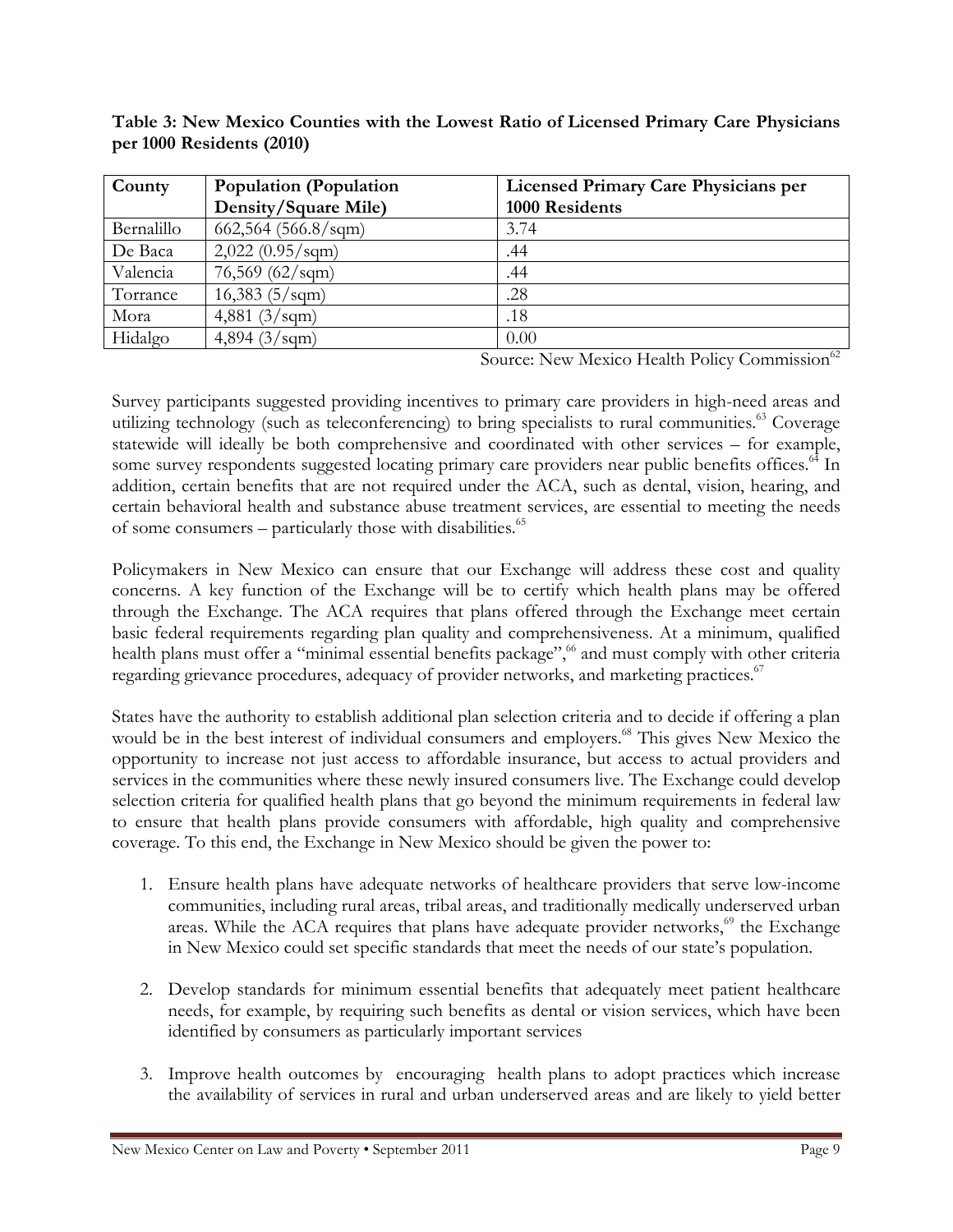**Table 3: New Mexico Counties with the Lowest Ratio of Licensed Primary Care Physicians per 1000 Residents (2010)**

| County | Population (Population Density/Square Mile) | Licensed Primary Care Physicians per 1000 Residents |
|---|---|---|
| Bernalillo | 662,564 (566.8/sqm) | 3.74 |
| De Baca | 2,022 (0.95/sqm) | .44 |
| Valencia | 76,569 (62/sqm) | .44 |
| Torrance | 16,383 (5/sqm) | .28 |
| Mora | 4,881 (3/sqm) | .18 |
| Hidalgo | 4,894 (3/sqm) | 0.00 |

Source: New Mexico Health Policy Commission[62]

Survey participants suggested providing incentives to primary care providers in high-need areas and utilizing technology (such as teleconferencing) to bring specialists to rural communities.[63] Coverage statewide will ideally be both comprehensive and coordinated with other services – for example, some survey respondents suggested locating primary care providers near public benefits offices.[64] In addition, certain benefits that are not required under the ACA, such as dental, vision, hearing, and certain behavioral health and substance abuse treatment services, are essential to meeting the needs of some consumers – particularly those with disabilities.[65]

Policymakers in New Mexico can ensure that our Exchange will address these cost and quality concerns. A key function of the Exchange will be to certify which health plans may be offered through the Exchange. The ACA requires that plans offered through the Exchange meet certain basic federal requirements regarding plan quality and comprehensiveness. At a minimum, qualified health plans must offer a "minimal essential benefits package",[66] and must comply with other criteria regarding grievance procedures, adequacy of provider networks, and marketing practices.[67]

States have the authority to establish additional plan selection criteria and to decide if offering a plan would be in the best interest of individual consumers and employers.[68] This gives New Mexico the opportunity to increase not just access to affordable insurance, but access to actual providers and services in the communities where these newly insured consumers live. The Exchange could develop selection criteria for qualified health plans that go beyond the minimum requirements in federal law to ensure that health plans provide consumers with affordable, high quality and comprehensive coverage. To this end, the Exchange in New Mexico should be given the power to:

1. Ensure health plans have adequate networks of healthcare providers that serve low-income communities, including rural areas, tribal areas, and traditionally medically underserved urban areas. While the ACA requires that plans have adequate provider networks,[69] the Exchange in New Mexico could set specific standards that meet the needs of our state's population.

2. Develop standards for minimum essential benefits that adequately meet patient healthcare needs, for example, by requiring such benefits as dental or vision services, which have been identified by consumers as particularly important services

3. Improve health outcomes by encouraging health plans to adopt practices which increase the availability of services in rural and urban underserved areas and are likely to yield better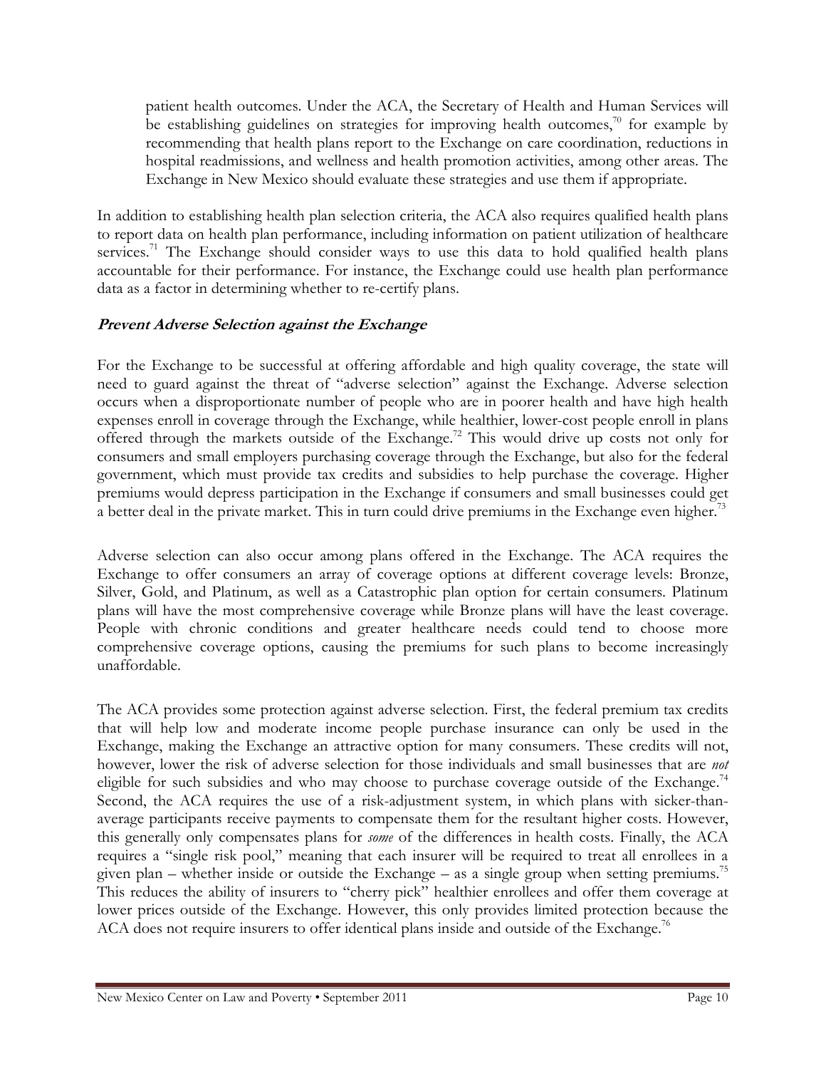patient health outcomes. Under the ACA, the Secretary of Health and Human Services will be establishing guidelines on strategies for improving health outcomes,[70] for example by recommending that health plans report to the Exchange on care coordination, reductions in hospital readmissions, and wellness and health promotion activities, among other areas. The Exchange in New Mexico should evaluate these strategies and use them if appropriate.

In addition to establishing health plan selection criteria, the ACA also requires qualified health plans to report data on health plan performance, including information on patient utilization of healthcare services.[71] The Exchange should consider ways to use this data to hold qualified health plans accountable for their performance. For instance, the Exchange could use health plan performance data as a factor in determining whether to re-certify plans.

### *Prevent Adverse Selection against the Exchange*

For the Exchange to be successful at offering affordable and high quality coverage, the state will need to guard against the threat of "adverse selection" against the Exchange. Adverse selection occurs when a disproportionate number of people who are in poorer health and have high health expenses enroll in coverage through the Exchange, while healthier, lower-cost people enroll in plans offered through the markets outside of the Exchange.[72] This would drive up costs not only for consumers and small employers purchasing coverage through the Exchange, but also for the federal government, which must provide tax credits and subsidies to help purchase the coverage. Higher premiums would depress participation in the Exchange if consumers and small businesses could get a better deal in the private market. This in turn could drive premiums in the Exchange even higher.[73]

Adverse selection can also occur among plans offered in the Exchange. The ACA requires the Exchange to offer consumers an array of coverage options at different coverage levels: Bronze, Silver, Gold, and Platinum, as well as a Catastrophic plan option for certain consumers. Platinum plans will have the most comprehensive coverage while Bronze plans will have the least coverage. People with chronic conditions and greater healthcare needs could tend to choose more comprehensive coverage options, causing the premiums for such plans to become increasingly unaffordable.

The ACA provides some protection against adverse selection. First, the federal premium tax credits that will help low and moderate income people purchase insurance can only be used in the Exchange, making the Exchange an attractive option for many consumers. These credits will not, however, lower the risk of adverse selection for those individuals and small businesses that are *not* eligible for such subsidies and who may choose to purchase coverage outside of the Exchange.[74] Second, the ACA requires the use of a risk-adjustment system, in which plans with sicker-than-average participants receive payments to compensate them for the resultant higher costs. However, this generally only compensates plans for *some* of the differences in health costs. Finally, the ACA requires a "single risk pool," meaning that each insurer will be required to treat all enrollees in a given plan – whether inside or outside the Exchange – as a single group when setting premiums.[75] This reduces the ability of insurers to "cherry pick" healthier enrollees and offer them coverage at lower prices outside of the Exchange. However, this only provides limited protection because the ACA does not require insurers to offer identical plans inside and outside of the Exchange.[76]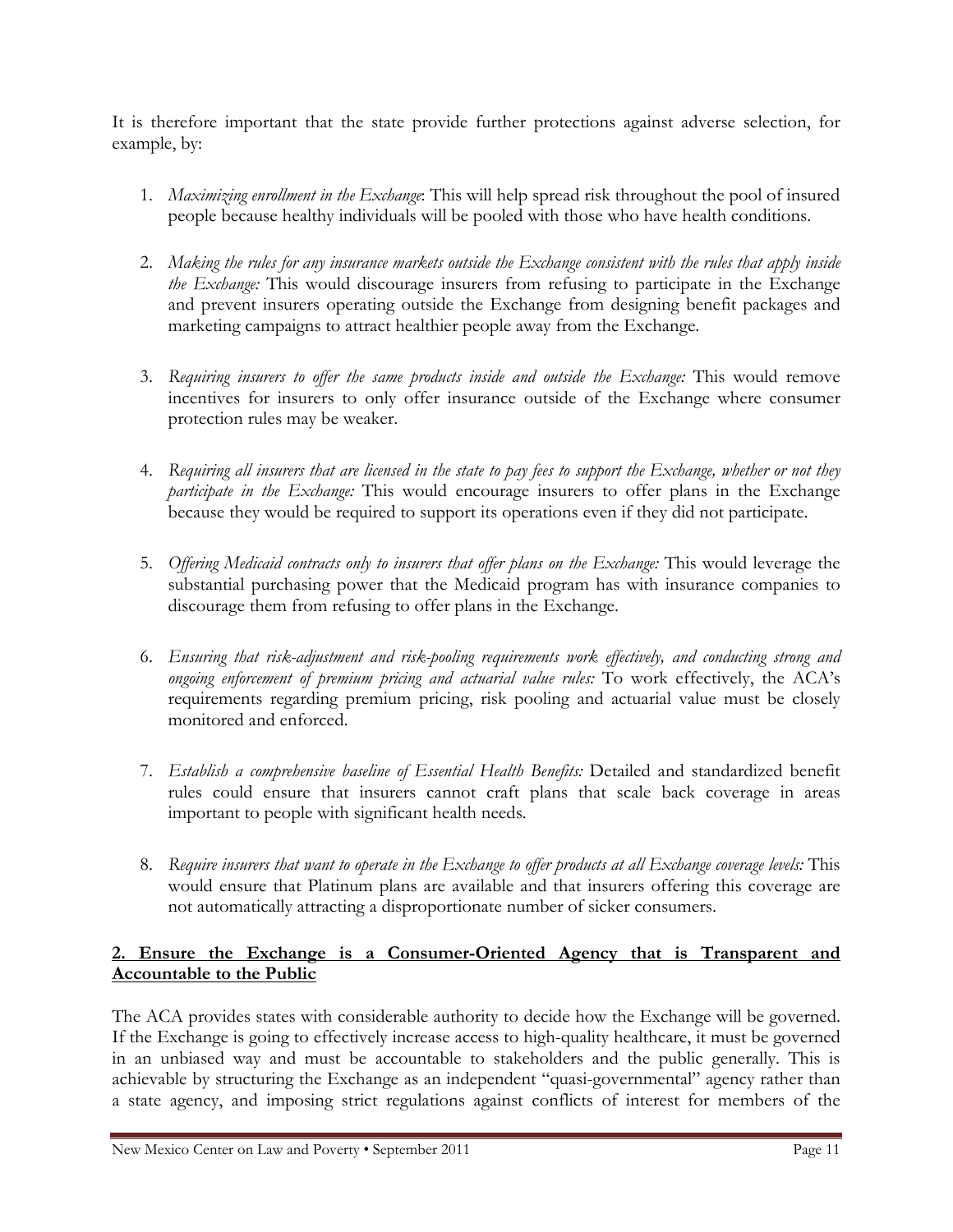It is therefore important that the state provide further protections against adverse selection, for example, by:

1. *Maximizing enrollment in the Exchange*: This will help spread risk throughout the pool of insured people because healthy individuals will be pooled with those who have health conditions.

2. *Making the rules for any insurance markets outside the Exchange consistent with the rules that apply inside the Exchange:* This would discourage insurers from refusing to participate in the Exchange and prevent insurers operating outside the Exchange from designing benefit packages and marketing campaigns to attract healthier people away from the Exchange.

3. *Requiring insurers to offer the same products inside and outside the Exchange:* This would remove incentives for insurers to only offer insurance outside of the Exchange where consumer protection rules may be weaker.

4. *Requiring all insurers that are licensed in the state to pay fees to support the Exchange, whether or not they participate in the Exchange:* This would encourage insurers to offer plans in the Exchange because they would be required to support its operations even if they did not participate.

5. *Offering Medicaid contracts only to insurers that offer plans on the Exchange:* This would leverage the substantial purchasing power that the Medicaid program has with insurance companies to discourage them from refusing to offer plans in the Exchange.

6. *Ensuring that risk-adjustment and risk-pooling requirements work effectively, and conducting strong and ongoing enforcement of premium pricing and actuarial value rules:* To work effectively, the ACA's requirements regarding premium pricing, risk pooling and actuarial value must be closely monitored and enforced.

7. *Establish a comprehensive baseline of Essential Health Benefits:* Detailed and standardized benefit rules could ensure that insurers cannot craft plans that scale back coverage in areas important to people with significant health needs.

8. *Require insurers that want to operate in the Exchange to offer products at all Exchange coverage levels:* This would ensure that Platinum plans are available and that insurers offering this coverage are not automatically attracting a disproportionate number of sicker consumers.

## 2. Ensure the Exchange is a Consumer-Oriented Agency that is Transparent and Accountable to the Public

The ACA provides states with considerable authority to decide how the Exchange will be governed. If the Exchange is going to effectively increase access to high-quality healthcare, it must be governed in an unbiased way and must be accountable to stakeholders and the public generally. This is achievable by structuring the Exchange as an independent "quasi-governmental" agency rather than a state agency, and imposing strict regulations against conflicts of interest for members of the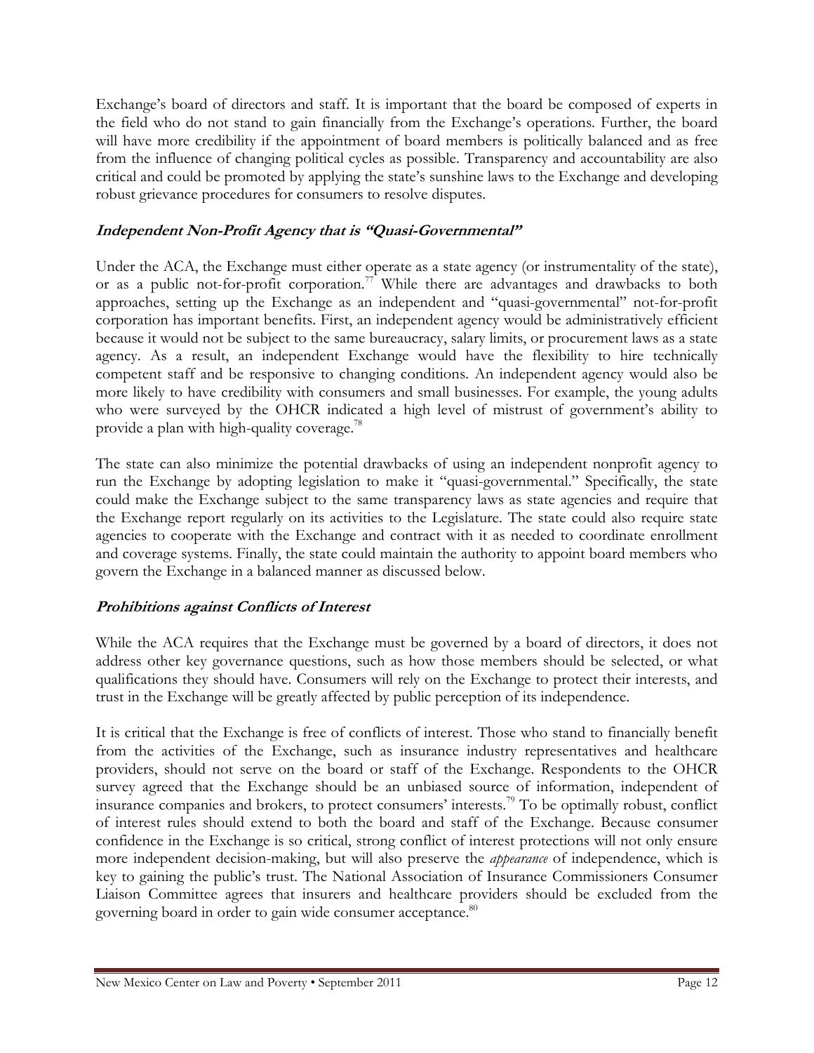Exchange's board of directors and staff. It is important that the board be composed of experts in the field who do not stand to gain financially from the Exchange's operations. Further, the board will have more credibility if the appointment of board members is politically balanced and as free from the influence of changing political cycles as possible. Transparency and accountability are also critical and could be promoted by applying the state's sunshine laws to the Exchange and developing robust grievance procedures for consumers to resolve disputes.

### *Independent Non-Profit Agency that is "Quasi-Governmental"*

Under the ACA, the Exchange must either operate as a state agency (or instrumentality of the state), or as a public not-for-profit corporation.[77] While there are advantages and drawbacks to both approaches, setting up the Exchange as an independent and "quasi-governmental" not-for-profit corporation has important benefits. First, an independent agency would be administratively efficient because it would not be subject to the same bureaucracy, salary limits, or procurement laws as a state agency. As a result, an independent Exchange would have the flexibility to hire technically competent staff and be responsive to changing conditions. An independent agency would also be more likely to have credibility with consumers and small businesses. For example, the young adults who were surveyed by the OHCR indicated a high level of mistrust of government's ability to provide a plan with high-quality coverage.[78]

The state can also minimize the potential drawbacks of using an independent nonprofit agency to run the Exchange by adopting legislation to make it "quasi-governmental." Specifically, the state could make the Exchange subject to the same transparency laws as state agencies and require that the Exchange report regularly on its activities to the Legislature. The state could also require state agencies to cooperate with the Exchange and contract with it as needed to coordinate enrollment and coverage systems. Finally, the state could maintain the authority to appoint board members who govern the Exchange in a balanced manner as discussed below.

### *Prohibitions against Conflicts of Interest*

While the ACA requires that the Exchange must be governed by a board of directors, it does not address other key governance questions, such as how those members should be selected, or what qualifications they should have. Consumers will rely on the Exchange to protect their interests, and trust in the Exchange will be greatly affected by public perception of its independence.

It is critical that the Exchange is free of conflicts of interest. Those who stand to financially benefit from the activities of the Exchange, such as insurance industry representatives and healthcare providers, should not serve on the board or staff of the Exchange. Respondents to the OHCR survey agreed that the Exchange should be an unbiased source of information, independent of insurance companies and brokers, to protect consumers' interests.[79] To be optimally robust, conflict of interest rules should extend to both the board and staff of the Exchange. Because consumer confidence in the Exchange is so critical, strong conflict of interest protections will not only ensure more independent decision-making, but will also preserve the *appearance* of independence, which is key to gaining the public's trust. The National Association of Insurance Commissioners Consumer Liaison Committee agrees that insurers and healthcare providers should be excluded from the governing board in order to gain wide consumer acceptance.[80]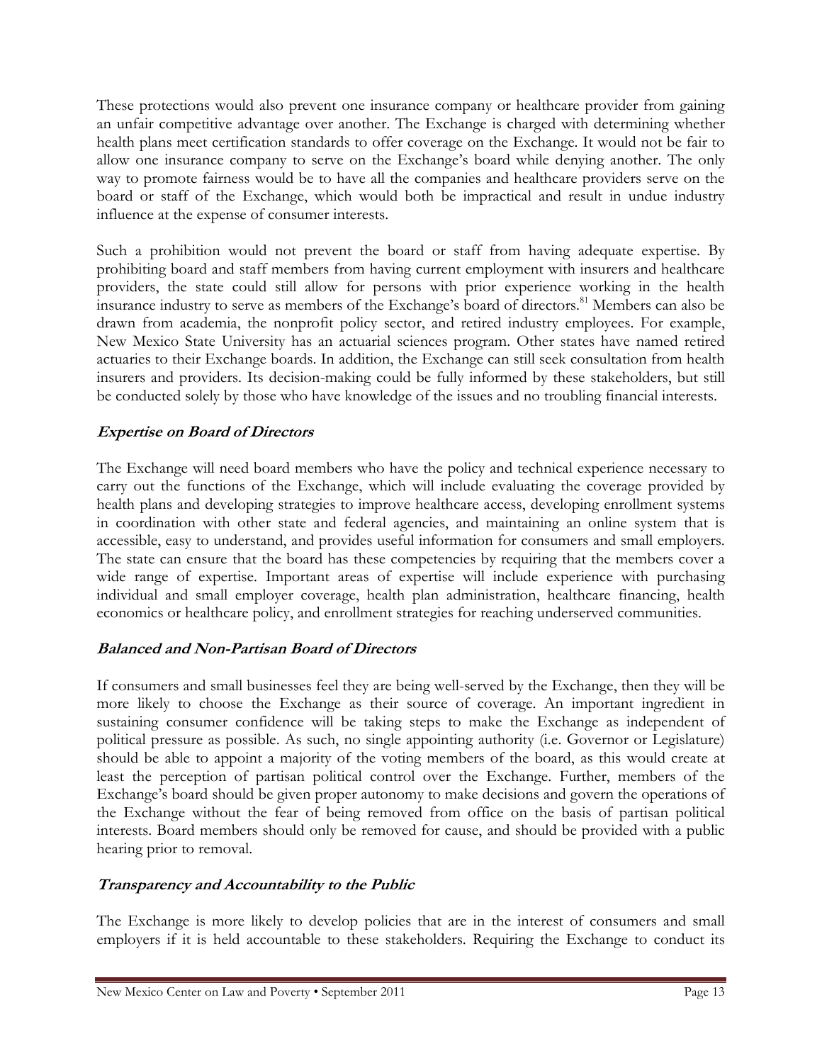These protections would also prevent one insurance company or healthcare provider from gaining an unfair competitive advantage over another. The Exchange is charged with determining whether health plans meet certification standards to offer coverage on the Exchange. It would not be fair to allow one insurance company to serve on the Exchange's board while denying another. The only way to promote fairness would be to have all the companies and healthcare providers serve on the board or staff of the Exchange, which would both be impractical and result in undue industry influence at the expense of consumer interests.

Such a prohibition would not prevent the board or staff from having adequate expertise. By prohibiting board and staff members from having current employment with insurers and healthcare providers, the state could still allow for persons with prior experience working in the health insurance industry to serve as members of the Exchange's board of directors.[81] Members can also be drawn from academia, the nonprofit policy sector, and retired industry employees. For example, New Mexico State University has an actuarial sciences program. Other states have named retired actuaries to their Exchange boards. In addition, the Exchange can still seek consultation from health insurers and providers. Its decision-making could be fully informed by these stakeholders, but still be conducted solely by those who have knowledge of the issues and no troubling financial interests.

### *Expertise on Board of Directors*

The Exchange will need board members who have the policy and technical experience necessary to carry out the functions of the Exchange, which will include evaluating the coverage provided by health plans and developing strategies to improve healthcare access, developing enrollment systems in coordination with other state and federal agencies, and maintaining an online system that is accessible, easy to understand, and provides useful information for consumers and small employers. The state can ensure that the board has these competencies by requiring that the members cover a wide range of expertise. Important areas of expertise will include experience with purchasing individual and small employer coverage, health plan administration, healthcare financing, health economics or healthcare policy, and enrollment strategies for reaching underserved communities.

### *Balanced and Non-Partisan Board of Directors*

If consumers and small businesses feel they are being well-served by the Exchange, then they will be more likely to choose the Exchange as their source of coverage. An important ingredient in sustaining consumer confidence will be taking steps to make the Exchange as independent of political pressure as possible. As such, no single appointing authority (i.e. Governor or Legislature) should be able to appoint a majority of the voting members of the board, as this would create at least the perception of partisan political control over the Exchange. Further, members of the Exchange's board should be given proper autonomy to make decisions and govern the operations of the Exchange without the fear of being removed from office on the basis of partisan political interests. Board members should only be removed for cause, and should be provided with a public hearing prior to removal.

### *Transparency and Accountability to the Public*

The Exchange is more likely to develop policies that are in the interest of consumers and small employers if it is held accountable to these stakeholders. Requiring the Exchange to conduct its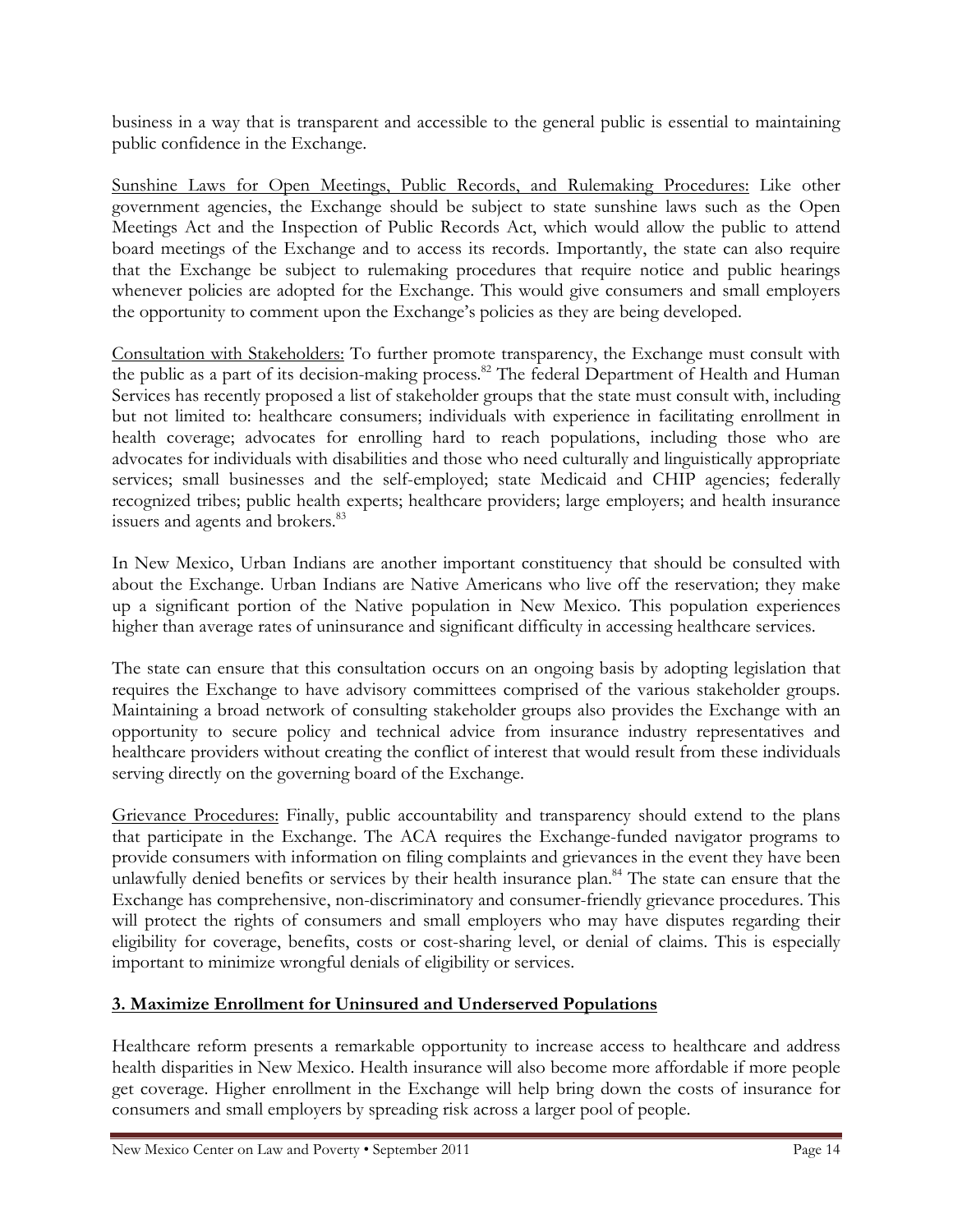business in a way that is transparent and accessible to the general public is essential to maintaining public confidence in the Exchange.

<u>Sunshine Laws for Open Meetings, Public Records, and Rulemaking Procedures:</u> Like other government agencies, the Exchange should be subject to state sunshine laws such as the Open Meetings Act and the Inspection of Public Records Act, which would allow the public to attend board meetings of the Exchange and to access its records. Importantly, the state can also require that the Exchange be subject to rulemaking procedures that require notice and public hearings whenever policies are adopted for the Exchange. This would give consumers and small employers the opportunity to comment upon the Exchange's policies as they are being developed.

<u>Consultation with Stakeholders:</u> To further promote transparency, the Exchange must consult with the public as a part of its decision-making process.[82] The federal Department of Health and Human Services has recently proposed a list of stakeholder groups that the state must consult with, including but not limited to: healthcare consumers; individuals with experience in facilitating enrollment in health coverage; advocates for enrolling hard to reach populations, including those who are advocates for individuals with disabilities and those who need culturally and linguistically appropriate services; small businesses and the self-employed; state Medicaid and CHIP agencies; federally recognized tribes; public health experts; healthcare providers; large employers; and health insurance issuers and agents and brokers.[83]

In New Mexico, Urban Indians are another important constituency that should be consulted with about the Exchange. Urban Indians are Native Americans who live off the reservation; they make up a significant portion of the Native population in New Mexico. This population experiences higher than average rates of uninsurance and significant difficulty in accessing healthcare services.

The state can ensure that this consultation occurs on an ongoing basis by adopting legislation that requires the Exchange to have advisory committees comprised of the various stakeholder groups. Maintaining a broad network of consulting stakeholder groups also provides the Exchange with an opportunity to secure policy and technical advice from insurance industry representatives and healthcare providers without creating the conflict of interest that would result from these individuals serving directly on the governing board of the Exchange.

<u>Grievance Procedures:</u> Finally, public accountability and transparency should extend to the plans that participate in the Exchange. The ACA requires the Exchange-funded navigator programs to provide consumers with information on filing complaints and grievances in the event they have been unlawfully denied benefits or services by their health insurance plan.[84] The state can ensure that the Exchange has comprehensive, non-discriminatory and consumer-friendly grievance procedures. This will protect the rights of consumers and small employers who may have disputes regarding their eligibility for coverage, benefits, costs or cost-sharing level, or denial of claims. This is especially important to minimize wrongful denials of eligibility or services.

## 3. Maximize Enrollment for Uninsured and Underserved Populations

Healthcare reform presents a remarkable opportunity to increase access to healthcare and address health disparities in New Mexico. Health insurance will also become more affordable if more people get coverage. Higher enrollment in the Exchange will help bring down the costs of insurance for consumers and small employers by spreading risk across a larger pool of people.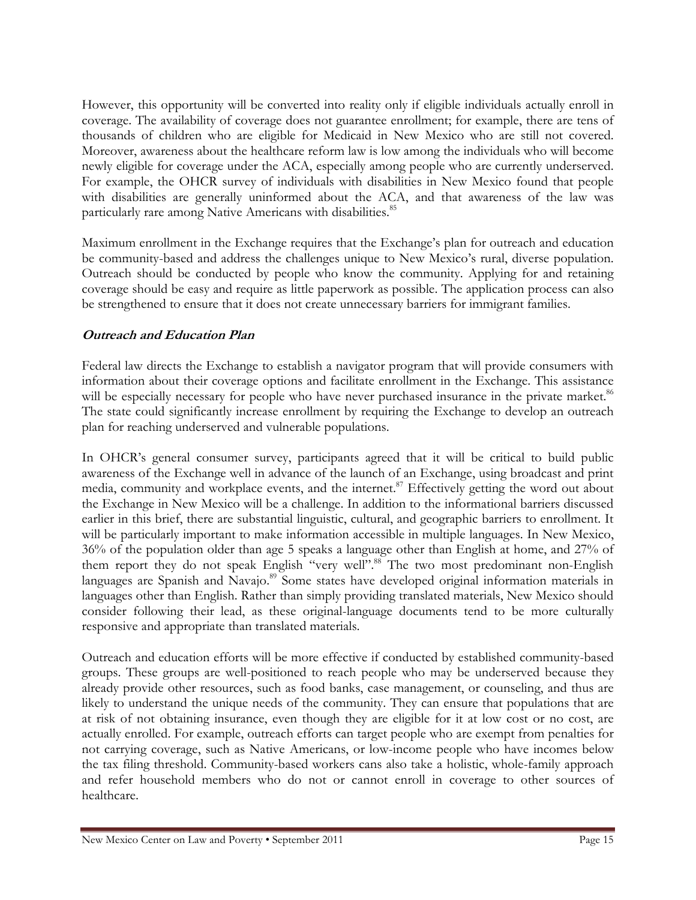However, this opportunity will be converted into reality only if eligible individuals actually enroll in coverage. The availability of coverage does not guarantee enrollment; for example, there are tens of thousands of children who are eligible for Medicaid in New Mexico who are still not covered. Moreover, awareness about the healthcare reform law is low among the individuals who will become newly eligible for coverage under the ACA, especially among people who are currently underserved. For example, the OHCR survey of individuals with disabilities in New Mexico found that people with disabilities are generally uninformed about the ACA, and that awareness of the law was particularly rare among Native Americans with disabilities.[85]

Maximum enrollment in the Exchange requires that the Exchange's plan for outreach and education be community-based and address the challenges unique to New Mexico's rural, diverse population. Outreach should be conducted by people who know the community. Applying for and retaining coverage should be easy and require as little paperwork as possible. The application process can also be strengthened to ensure that it does not create unnecessary barriers for immigrant families.

### *Outreach and Education Plan*

Federal law directs the Exchange to establish a navigator program that will provide consumers with information about their coverage options and facilitate enrollment in the Exchange. This assistance will be especially necessary for people who have never purchased insurance in the private market.[86] The state could significantly increase enrollment by requiring the Exchange to develop an outreach plan for reaching underserved and vulnerable populations.

In OHCR's general consumer survey, participants agreed that it will be critical to build public awareness of the Exchange well in advance of the launch of an Exchange, using broadcast and print media, community and workplace events, and the internet.[87] Effectively getting the word out about the Exchange in New Mexico will be a challenge. In addition to the informational barriers discussed earlier in this brief, there are substantial linguistic, cultural, and geographic barriers to enrollment. It will be particularly important to make information accessible in multiple languages. In New Mexico, 36% of the population older than age 5 speaks a language other than English at home, and 27% of them report they do not speak English "very well".[88] The two most predominant non-English languages are Spanish and Navajo.[89] Some states have developed original information materials in languages other than English. Rather than simply providing translated materials, New Mexico should consider following their lead, as these original-language documents tend to be more culturally responsive and appropriate than translated materials.

Outreach and education efforts will be more effective if conducted by established community-based groups. These groups are well-positioned to reach people who may be underserved because they already provide other resources, such as food banks, case management, or counseling, and thus are likely to understand the unique needs of the community. They can ensure that populations that are at risk of not obtaining insurance, even though they are eligible for it at low cost or no cost, are actually enrolled. For example, outreach efforts can target people who are exempt from penalties for not carrying coverage, such as Native Americans, or low-income people who have incomes below the tax filing threshold. Community-based workers cans also take a holistic, whole-family approach and refer household members who do not or cannot enroll in coverage to other sources of healthcare.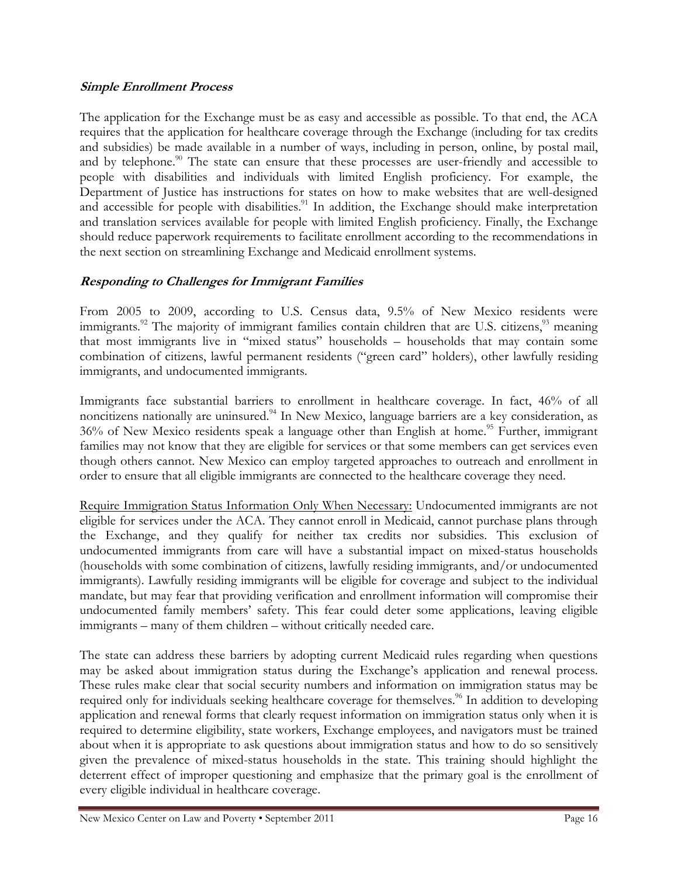***Simple Enrollment Process***

The application for the Exchange must be as easy and accessible as possible. To that end, the ACA requires that the application for healthcare coverage through the Exchange (including for tax credits and subsidies) be made available in a number of ways, including in person, online, by postal mail, and by telephone.[90] The state can ensure that these processes are user-friendly and accessible to people with disabilities and individuals with limited English proficiency. For example, the Department of Justice has instructions for states on how to make websites that are well-designed and accessible for people with disabilities.[91] In addition, the Exchange should make interpretation and translation services available for people with limited English proficiency. Finally, the Exchange should reduce paperwork requirements to facilitate enrollment according to the recommendations in the next section on streamlining Exchange and Medicaid enrollment systems.

***Responding to Challenges for Immigrant Families***

From 2005 to 2009, according to U.S. Census data, 9.5% of New Mexico residents were immigrants.[92] The majority of immigrant families contain children that are U.S. citizens,[93] meaning that most immigrants live in "mixed status" households – households that may contain some combination of citizens, lawful permanent residents ("green card" holders), other lawfully residing immigrants, and undocumented immigrants.

Immigrants face substantial barriers to enrollment in healthcare coverage. In fact, 46% of all noncitizens nationally are uninsured.[94] In New Mexico, language barriers are a key consideration, as 36% of New Mexico residents speak a language other than English at home.[95] Further, immigrant families may not know that they are eligible for services or that some members can get services even though others cannot. New Mexico can employ targeted approaches to outreach and enrollment in order to ensure that all eligible immigrants are connected to the healthcare coverage they need.

<u>Require Immigration Status Information Only When Necessary:</u> Undocumented immigrants are not eligible for services under the ACA. They cannot enroll in Medicaid, cannot purchase plans through the Exchange, and they qualify for neither tax credits nor subsidies. This exclusion of undocumented immigrants from care will have a substantial impact on mixed-status households (households with some combination of citizens, lawfully residing immigrants, and/or undocumented immigrants). Lawfully residing immigrants will be eligible for coverage and subject to the individual mandate, but may fear that providing verification and enrollment information will compromise their undocumented family members' safety. This fear could deter some applications, leaving eligible immigrants – many of them children – without critically needed care.

The state can address these barriers by adopting current Medicaid rules regarding when questions may be asked about immigration status during the Exchange's application and renewal process. These rules make clear that social security numbers and information on immigration status may be required only for individuals seeking healthcare coverage for themselves.[96] In addition to developing application and renewal forms that clearly request information on immigration status only when it is required to determine eligibility, state workers, Exchange employees, and navigators must be trained about when it is appropriate to ask questions about immigration status and how to do so sensitively given the prevalence of mixed-status households in the state. This training should highlight the deterrent effect of improper questioning and emphasize that the primary goal is the enrollment of every eligible individual in healthcare coverage.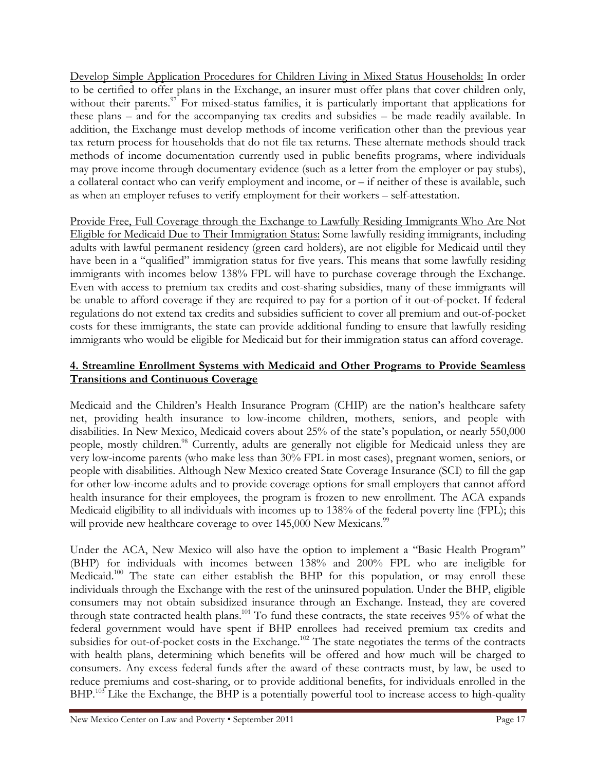Develop Simple Application Procedures for Children Living in Mixed Status Households: In order to be certified to offer plans in the Exchange, an insurer must offer plans that cover children only, without their parents.[97] For mixed-status families, it is particularly important that applications for these plans – and for the accompanying tax credits and subsidies – be made readily available. In addition, the Exchange must develop methods of income verification other than the previous year tax return process for households that do not file tax returns. These alternate methods should track methods of income documentation currently used in public benefits programs, where individuals may prove income through documentary evidence (such as a letter from the employer or pay stubs), a collateral contact who can verify employment and income, or – if neither of these is available, such as when an employer refuses to verify employment for their workers – self-attestation.

Provide Free, Full Coverage through the Exchange to Lawfully Residing Immigrants Who Are Not Eligible for Medicaid Due to Their Immigration Status: Some lawfully residing immigrants, including adults with lawful permanent residency (green card holders), are not eligible for Medicaid until they have been in a "qualified" immigration status for five years. This means that some lawfully residing immigrants with incomes below 138% FPL will have to purchase coverage through the Exchange. Even with access to premium tax credits and cost-sharing subsidies, many of these immigrants will be unable to afford coverage if they are required to pay for a portion of it out-of-pocket. If federal regulations do not extend tax credits and subsidies sufficient to cover all premium and out-of-pocket costs for these immigrants, the state can provide additional funding to ensure that lawfully residing immigrants who would be eligible for Medicaid but for their immigration status can afford coverage.

## 4. Streamline Enrollment Systems with Medicaid and Other Programs to Provide Seamless Transitions and Continuous Coverage

Medicaid and the Children's Health Insurance Program (CHIP) are the nation's healthcare safety net, providing health insurance to low-income children, mothers, seniors, and people with disabilities. In New Mexico, Medicaid covers about 25% of the state's population, or nearly 550,000 people, mostly children.[98] Currently, adults are generally not eligible for Medicaid unless they are very low-income parents (who make less than 30% FPL in most cases), pregnant women, seniors, or people with disabilities. Although New Mexico created State Coverage Insurance (SCI) to fill the gap for other low-income adults and to provide coverage options for small employers that cannot afford health insurance for their employees, the program is frozen to new enrollment. The ACA expands Medicaid eligibility to all individuals with incomes up to 138% of the federal poverty line (FPL); this will provide new healthcare coverage to over 145,000 New Mexicans.[99]

Under the ACA, New Mexico will also have the option to implement a "Basic Health Program" (BHP) for individuals with incomes between 138% and 200% FPL who are ineligible for Medicaid.[100] The state can either establish the BHP for this population, or may enroll these individuals through the Exchange with the rest of the uninsured population. Under the BHP, eligible consumers may not obtain subsidized insurance through an Exchange. Instead, they are covered through state contracted health plans.[101] To fund these contracts, the state receives 95% of what the federal government would have spent if BHP enrollees had received premium tax credits and subsidies for out-of-pocket costs in the Exchange.[102] The state negotiates the terms of the contracts with health plans, determining which benefits will be offered and how much will be charged to consumers. Any excess federal funds after the award of these contracts must, by law, be used to reduce premiums and cost-sharing, or to provide additional benefits, for individuals enrolled in the BHP.[103] Like the Exchange, the BHP is a potentially powerful tool to increase access to high-quality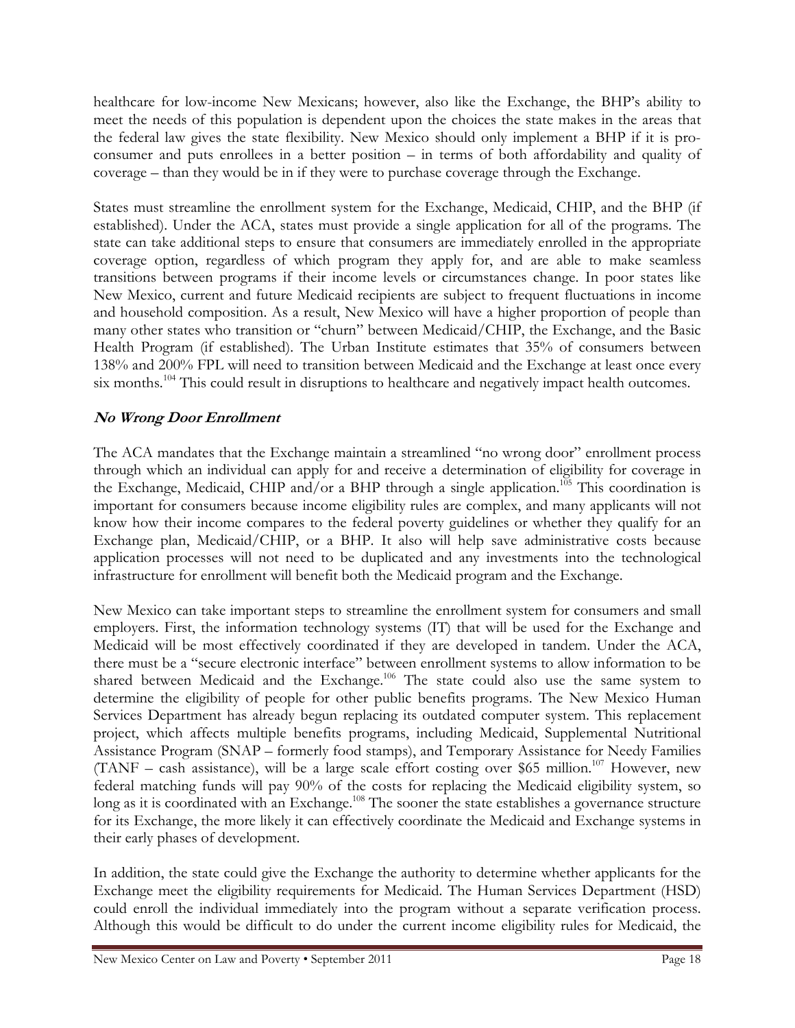healthcare for low-income New Mexicans; however, also like the Exchange, the BHP's ability to meet the needs of this population is dependent upon the choices the state makes in the areas that the federal law gives the state flexibility. New Mexico should only implement a BHP if it is pro-consumer and puts enrollees in a better position – in terms of both affordability and quality of coverage – than they would be in if they were to purchase coverage through the Exchange.

States must streamline the enrollment system for the Exchange, Medicaid, CHIP, and the BHP (if established). Under the ACA, states must provide a single application for all of the programs. The state can take additional steps to ensure that consumers are immediately enrolled in the appropriate coverage option, regardless of which program they apply for, and are able to make seamless transitions between programs if their income levels or circumstances change. In poor states like New Mexico, current and future Medicaid recipients are subject to frequent fluctuations in income and household composition. As a result, New Mexico will have a higher proportion of people than many other states who transition or "churn" between Medicaid/CHIP, the Exchange, and the Basic Health Program (if established). The Urban Institute estimates that 35% of consumers between 138% and 200% FPL will need to transition between Medicaid and the Exchange at least once every six months.[104] This could result in disruptions to healthcare and negatively impact health outcomes.

### *No Wrong Door Enrollment*

The ACA mandates that the Exchange maintain a streamlined "no wrong door" enrollment process through which an individual can apply for and receive a determination of eligibility for coverage in the Exchange, Medicaid, CHIP and/or a BHP through a single application.[105] This coordination is important for consumers because income eligibility rules are complex, and many applicants will not know how their income compares to the federal poverty guidelines or whether they qualify for an Exchange plan, Medicaid/CHIP, or a BHP. It also will help save administrative costs because application processes will not need to be duplicated and any investments into the technological infrastructure for enrollment will benefit both the Medicaid program and the Exchange.

New Mexico can take important steps to streamline the enrollment system for consumers and small employers. First, the information technology systems (IT) that will be used for the Exchange and Medicaid will be most effectively coordinated if they are developed in tandem. Under the ACA, there must be a "secure electronic interface" between enrollment systems to allow information to be shared between Medicaid and the Exchange.[106] The state could also use the same system to determine the eligibility of people for other public benefits programs. The New Mexico Human Services Department has already begun replacing its outdated computer system. This replacement project, which affects multiple benefits programs, including Medicaid, Supplemental Nutritional Assistance Program (SNAP – formerly food stamps), and Temporary Assistance for Needy Families (TANF – cash assistance), will be a large scale effort costing over $65 million.[107] However, new federal matching funds will pay 90% of the costs for replacing the Medicaid eligibility system, so long as it is coordinated with an Exchange.[108] The sooner the state establishes a governance structure for its Exchange, the more likely it can effectively coordinate the Medicaid and Exchange systems in their early phases of development.

In addition, the state could give the Exchange the authority to determine whether applicants for the Exchange meet the eligibility requirements for Medicaid. The Human Services Department (HSD) could enroll the individual immediately into the program without a separate verification process. Although this would be difficult to do under the current income eligibility rules for Medicaid, the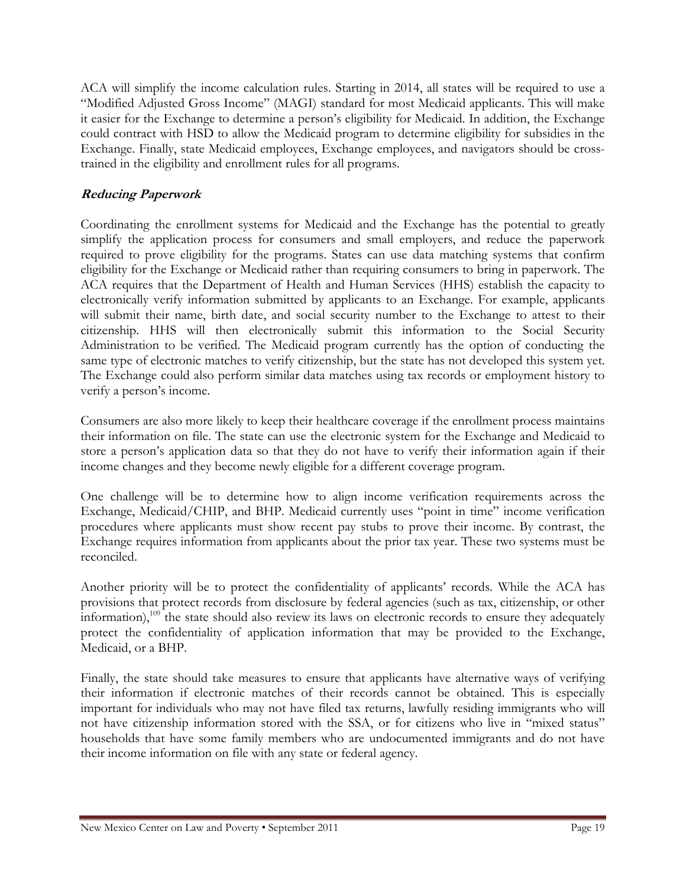ACA will simplify the income calculation rules. Starting in 2014, all states will be required to use a "Modified Adjusted Gross Income" (MAGI) standard for most Medicaid applicants. This will make it easier for the Exchange to determine a person's eligibility for Medicaid. In addition, the Exchange could contract with HSD to allow the Medicaid program to determine eligibility for subsidies in the Exchange. Finally, state Medicaid employees, Exchange employees, and navigators should be cross-trained in the eligibility and enrollment rules for all programs.

### ***Reducing Paperwork***

Coordinating the enrollment systems for Medicaid and the Exchange has the potential to greatly simplify the application process for consumers and small employers, and reduce the paperwork required to prove eligibility for the programs. States can use data matching systems that confirm eligibility for the Exchange or Medicaid rather than requiring consumers to bring in paperwork. The ACA requires that the Department of Health and Human Services (HHS) establish the capacity to electronically verify information submitted by applicants to an Exchange. For example, applicants will submit their name, birth date, and social security number to the Exchange to attest to their citizenship. HHS will then electronically submit this information to the Social Security Administration to be verified. The Medicaid program currently has the option of conducting the same type of electronic matches to verify citizenship, but the state has not developed this system yet. The Exchange could also perform similar data matches using tax records or employment history to verify a person's income.

Consumers are also more likely to keep their healthcare coverage if the enrollment process maintains their information on file. The state can use the electronic system for the Exchange and Medicaid to store a person's application data so that they do not have to verify their information again if their income changes and they become newly eligible for a different coverage program.

One challenge will be to determine how to align income verification requirements across the Exchange, Medicaid/CHIP, and BHP. Medicaid currently uses "point in time" income verification procedures where applicants must show recent pay stubs to prove their income. By contrast, the Exchange requires information from applicants about the prior tax year. These two systems must be reconciled.

Another priority will be to protect the confidentiality of applicants' records. While the ACA has provisions that protect records from disclosure by federal agencies (such as tax, citizenship, or other information),[109] the state should also review its laws on electronic records to ensure they adequately protect the confidentiality of application information that may be provided to the Exchange, Medicaid, or a BHP.

Finally, the state should take measures to ensure that applicants have alternative ways of verifying their information if electronic matches of their records cannot be obtained. This is especially important for individuals who may not have filed tax returns, lawfully residing immigrants who will not have citizenship information stored with the SSA, or for citizens who live in "mixed status" households that have some family members who are undocumented immigrants and do not have their income information on file with any state or federal agency.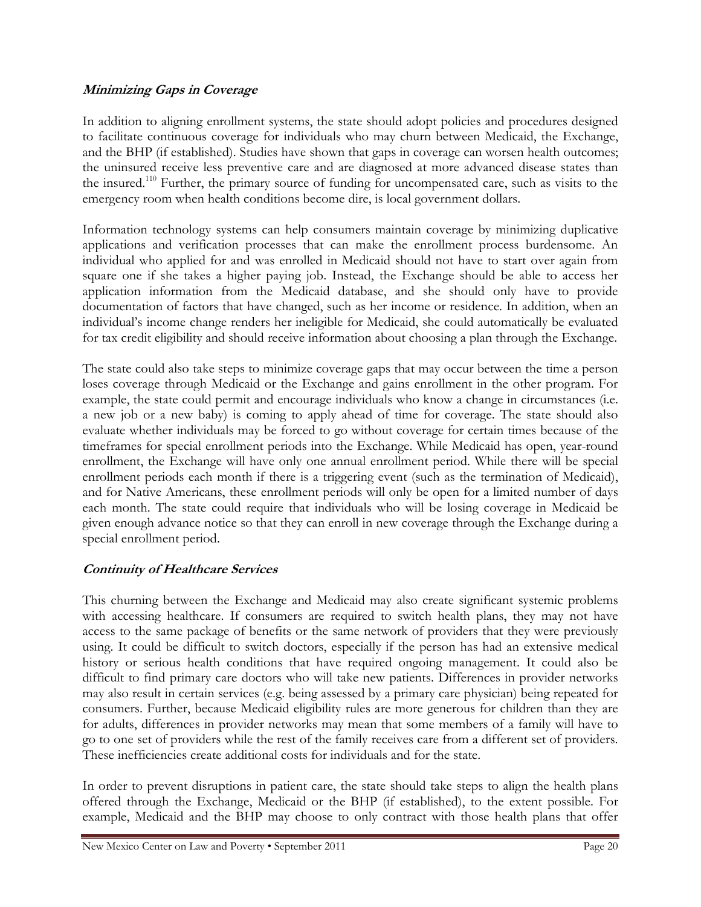### *Minimizing Gaps in Coverage*

In addition to aligning enrollment systems, the state should adopt policies and procedures designed to facilitate continuous coverage for individuals who may churn between Medicaid, the Exchange, and the BHP (if established). Studies have shown that gaps in coverage can worsen health outcomes; the uninsured receive less preventive care and are diagnosed at more advanced disease states than the insured.[110] Further, the primary source of funding for uncompensated care, such as visits to the emergency room when health conditions become dire, is local government dollars.

Information technology systems can help consumers maintain coverage by minimizing duplicative applications and verification processes that can make the enrollment process burdensome. An individual who applied for and was enrolled in Medicaid should not have to start over again from square one if she takes a higher paying job. Instead, the Exchange should be able to access her application information from the Medicaid database, and she should only have to provide documentation of factors that have changed, such as her income or residence. In addition, when an individual's income change renders her ineligible for Medicaid, she could automatically be evaluated for tax credit eligibility and should receive information about choosing a plan through the Exchange.

The state could also take steps to minimize coverage gaps that may occur between the time a person loses coverage through Medicaid or the Exchange and gains enrollment in the other program. For example, the state could permit and encourage individuals who know a change in circumstances (i.e. a new job or a new baby) is coming to apply ahead of time for coverage. The state should also evaluate whether individuals may be forced to go without coverage for certain times because of the timeframes for special enrollment periods into the Exchange. While Medicaid has open, year-round enrollment, the Exchange will have only one annual enrollment period. While there will be special enrollment periods each month if there is a triggering event (such as the termination of Medicaid), and for Native Americans, these enrollment periods will only be open for a limited number of days each month. The state could require that individuals who will be losing coverage in Medicaid be given enough advance notice so that they can enroll in new coverage through the Exchange during a special enrollment period.

### *Continuity of Healthcare Services*

This churning between the Exchange and Medicaid may also create significant systemic problems with accessing healthcare. If consumers are required to switch health plans, they may not have access to the same package of benefits or the same network of providers that they were previously using. It could be difficult to switch doctors, especially if the person has had an extensive medical history or serious health conditions that have required ongoing management. It could also be difficult to find primary care doctors who will take new patients. Differences in provider networks may also result in certain services (e.g. being assessed by a primary care physician) being repeated for consumers. Further, because Medicaid eligibility rules are more generous for children than they are for adults, differences in provider networks may mean that some members of a family will have to go to one set of providers while the rest of the family receives care from a different set of providers. These inefficiencies create additional costs for individuals and for the state.

In order to prevent disruptions in patient care, the state should take steps to align the health plans offered through the Exchange, Medicaid or the BHP (if established), to the extent possible. For example, Medicaid and the BHP may choose to only contract with those health plans that offer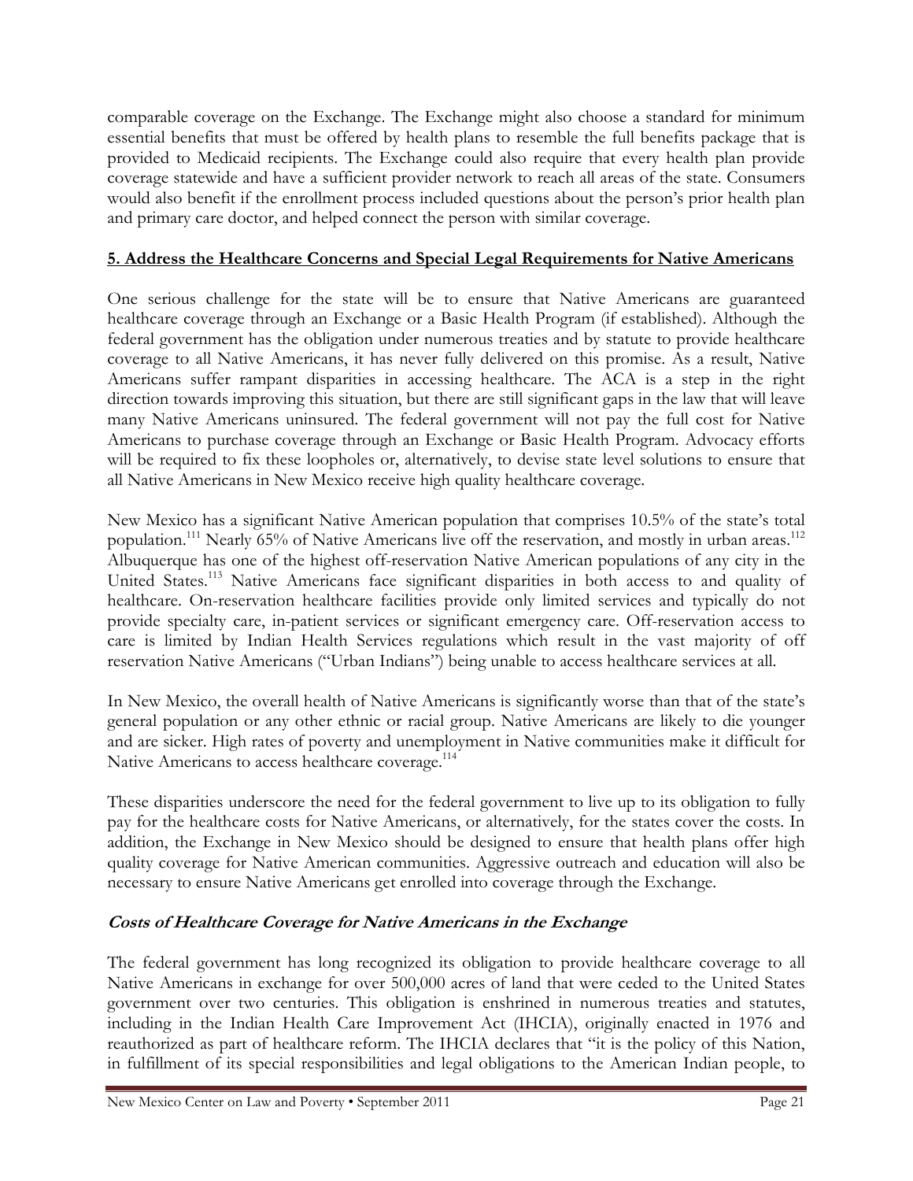comparable coverage on the Exchange. The Exchange might also choose a standard for minimum essential benefits that must be offered by health plans to resemble the full benefits package that is provided to Medicaid recipients. The Exchange could also require that every health plan provide coverage statewide and have a sufficient provider network to reach all areas of the state. Consumers would also benefit if the enrollment process included questions about the person's prior health plan and primary care doctor, and helped connect the person with similar coverage.

## 5. Address the Healthcare Concerns and Special Legal Requirements for Native Americans

One serious challenge for the state will be to ensure that Native Americans are guaranteed healthcare coverage through an Exchange or a Basic Health Program (if established). Although the federal government has the obligation under numerous treaties and by statute to provide healthcare coverage to all Native Americans, it has never fully delivered on this promise. As a result, Native Americans suffer rampant disparities in accessing healthcare. The ACA is a step in the right direction towards improving this situation, but there are still significant gaps in the law that will leave many Native Americans uninsured. The federal government will not pay the full cost for Native Americans to purchase coverage through an Exchange or Basic Health Program. Advocacy efforts will be required to fix these loopholes or, alternatively, to devise state level solutions to ensure that all Native Americans in New Mexico receive high quality healthcare coverage.

New Mexico has a significant Native American population that comprises 10.5% of the state's total population.[111] Nearly 65% of Native Americans live off the reservation, and mostly in urban areas.[112] Albuquerque has one of the highest off-reservation Native American populations of any city in the United States.[113] Native Americans face significant disparities in both access to and quality of healthcare. On-reservation healthcare facilities provide only limited services and typically do not provide specialty care, in-patient services or significant emergency care. Off-reservation access to care is limited by Indian Health Services regulations which result in the vast majority of off reservation Native Americans ("Urban Indians") being unable to access healthcare services at all.

In New Mexico, the overall health of Native Americans is significantly worse than that of the state's general population or any other ethnic or racial group. Native Americans are likely to die younger and are sicker. High rates of poverty and unemployment in Native communities make it difficult for Native Americans to access healthcare coverage.[114]

These disparities underscore the need for the federal government to live up to its obligation to fully pay for the healthcare costs for Native Americans, or alternatively, for the states cover the costs. In addition, the Exchange in New Mexico should be designed to ensure that health plans offer high quality coverage for Native American communities. Aggressive outreach and education will also be necessary to ensure Native Americans get enrolled into coverage through the Exchange.

### *Costs of Healthcare Coverage for Native Americans in the Exchange*

The federal government has long recognized its obligation to provide healthcare coverage to all Native Americans in exchange for over 500,000 acres of land that were ceded to the United States government over two centuries. This obligation is enshrined in numerous treaties and statutes, including in the Indian Health Care Improvement Act (IHCIA), originally enacted in 1976 and reauthorized as part of healthcare reform. The IHCIA declares that "it is the policy of this Nation, in fulfillment of its special responsibilities and legal obligations to the American Indian people, to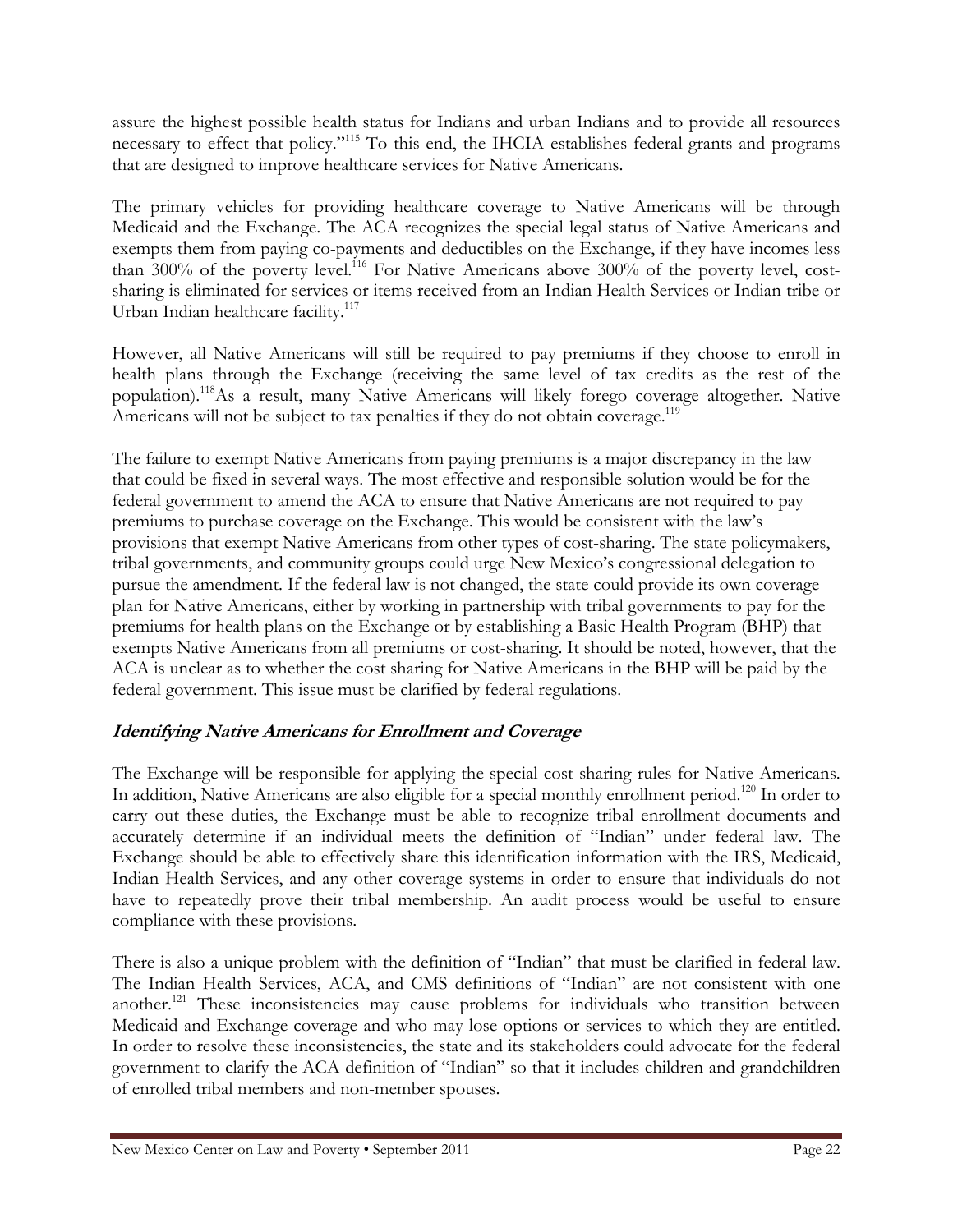assure the highest possible health status for Indians and urban Indians and to provide all resources necessary to effect that policy."[115] To this end, the IHCIA establishes federal grants and programs that are designed to improve healthcare services for Native Americans.

The primary vehicles for providing healthcare coverage to Native Americans will be through Medicaid and the Exchange. The ACA recognizes the special legal status of Native Americans and exempts them from paying co-payments and deductibles on the Exchange, if they have incomes less than 300% of the poverty level.[116] For Native Americans above 300% of the poverty level, cost-sharing is eliminated for services or items received from an Indian Health Services or Indian tribe or Urban Indian healthcare facility.[117]

However, all Native Americans will still be required to pay premiums if they choose to enroll in health plans through the Exchange (receiving the same level of tax credits as the rest of the population).[118] As a result, many Native Americans will likely forego coverage altogether. Native Americans will not be subject to tax penalties if they do not obtain coverage.[119]

The failure to exempt Native Americans from paying premiums is a major discrepancy in the law that could be fixed in several ways. The most effective and responsible solution would be for the federal government to amend the ACA to ensure that Native Americans are not required to pay premiums to purchase coverage on the Exchange. This would be consistent with the law's provisions that exempt Native Americans from other types of cost-sharing. The state policymakers, tribal governments, and community groups could urge New Mexico's congressional delegation to pursue the amendment. If the federal law is not changed, the state could provide its own coverage plan for Native Americans, either by working in partnership with tribal governments to pay for the premiums for health plans on the Exchange or by establishing a Basic Health Program (BHP) that exempts Native Americans from all premiums or cost-sharing. It should be noted, however, that the ACA is unclear as to whether the cost sharing for Native Americans in the BHP will be paid by the federal government. This issue must be clarified by federal regulations.

### *Identifying Native Americans for Enrollment and Coverage*

The Exchange will be responsible for applying the special cost sharing rules for Native Americans. In addition, Native Americans are also eligible for a special monthly enrollment period.[120] In order to carry out these duties, the Exchange must be able to recognize tribal enrollment documents and accurately determine if an individual meets the definition of "Indian" under federal law. The Exchange should be able to effectively share this identification information with the IRS, Medicaid, Indian Health Services, and any other coverage systems in order to ensure that individuals do not have to repeatedly prove their tribal membership. An audit process would be useful to ensure compliance with these provisions.

There is also a unique problem with the definition of "Indian" that must be clarified in federal law. The Indian Health Services, ACA, and CMS definitions of "Indian" are not consistent with one another.[121] These inconsistencies may cause problems for individuals who transition between Medicaid and Exchange coverage and who may lose options or services to which they are entitled. In order to resolve these inconsistencies, the state and its stakeholders could advocate for the federal government to clarify the ACA definition of "Indian" so that it includes children and grandchildren of enrolled tribal members and non-member spouses.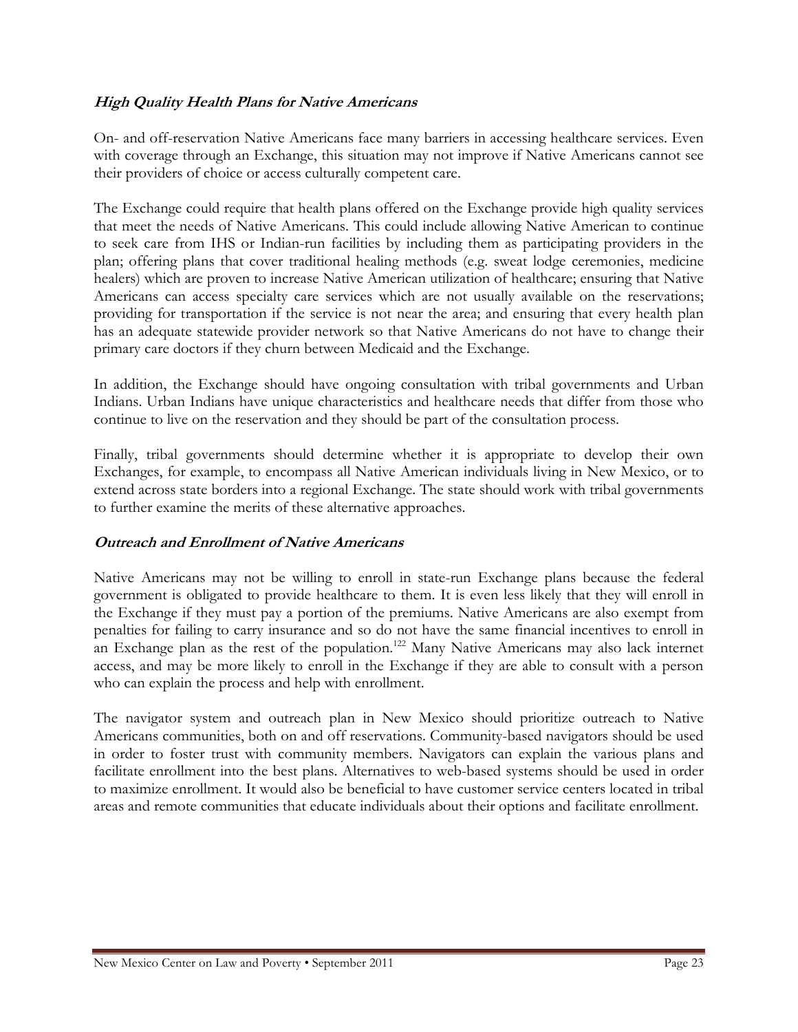### ***High Quality Health Plans for Native Americans***

On- and off-reservation Native Americans face many barriers in accessing healthcare services. Even with coverage through an Exchange, this situation may not improve if Native Americans cannot see their providers of choice or access culturally competent care.

The Exchange could require that health plans offered on the Exchange provide high quality services that meet the needs of Native Americans. This could include allowing Native American to continue to seek care from IHS or Indian-run facilities by including them as participating providers in the plan; offering plans that cover traditional healing methods (e.g. sweat lodge ceremonies, medicine healers) which are proven to increase Native American utilization of healthcare; ensuring that Native Americans can access specialty care services which are not usually available on the reservations; providing for transportation if the service is not near the area; and ensuring that every health plan has an adequate statewide provider network so that Native Americans do not have to change their primary care doctors if they churn between Medicaid and the Exchange.

In addition, the Exchange should have ongoing consultation with tribal governments and Urban Indians. Urban Indians have unique characteristics and healthcare needs that differ from those who continue to live on the reservation and they should be part of the consultation process.

Finally, tribal governments should determine whether it is appropriate to develop their own Exchanges, for example, to encompass all Native American individuals living in New Mexico, or to extend across state borders into a regional Exchange. The state should work with tribal governments to further examine the merits of these alternative approaches.

### ***Outreach and Enrollment of Native Americans***

Native Americans may not be willing to enroll in state-run Exchange plans because the federal government is obligated to provide healthcare to them. It is even less likely that they will enroll in the Exchange if they must pay a portion of the premiums. Native Americans are also exempt from penalties for failing to carry insurance and so do not have the same financial incentives to enroll in an Exchange plan as the rest of the population.[122] Many Native Americans may also lack internet access, and may be more likely to enroll in the Exchange if they are able to consult with a person who can explain the process and help with enrollment.

The navigator system and outreach plan in New Mexico should prioritize outreach to Native Americans communities, both on and off reservations. Community-based navigators should be used in order to foster trust with community members. Navigators can explain the various plans and facilitate enrollment into the best plans. Alternatives to web-based systems should be used in order to maximize enrollment. It would also be beneficial to have customer service centers located in tribal areas and remote communities that educate individuals about their options and facilitate enrollment.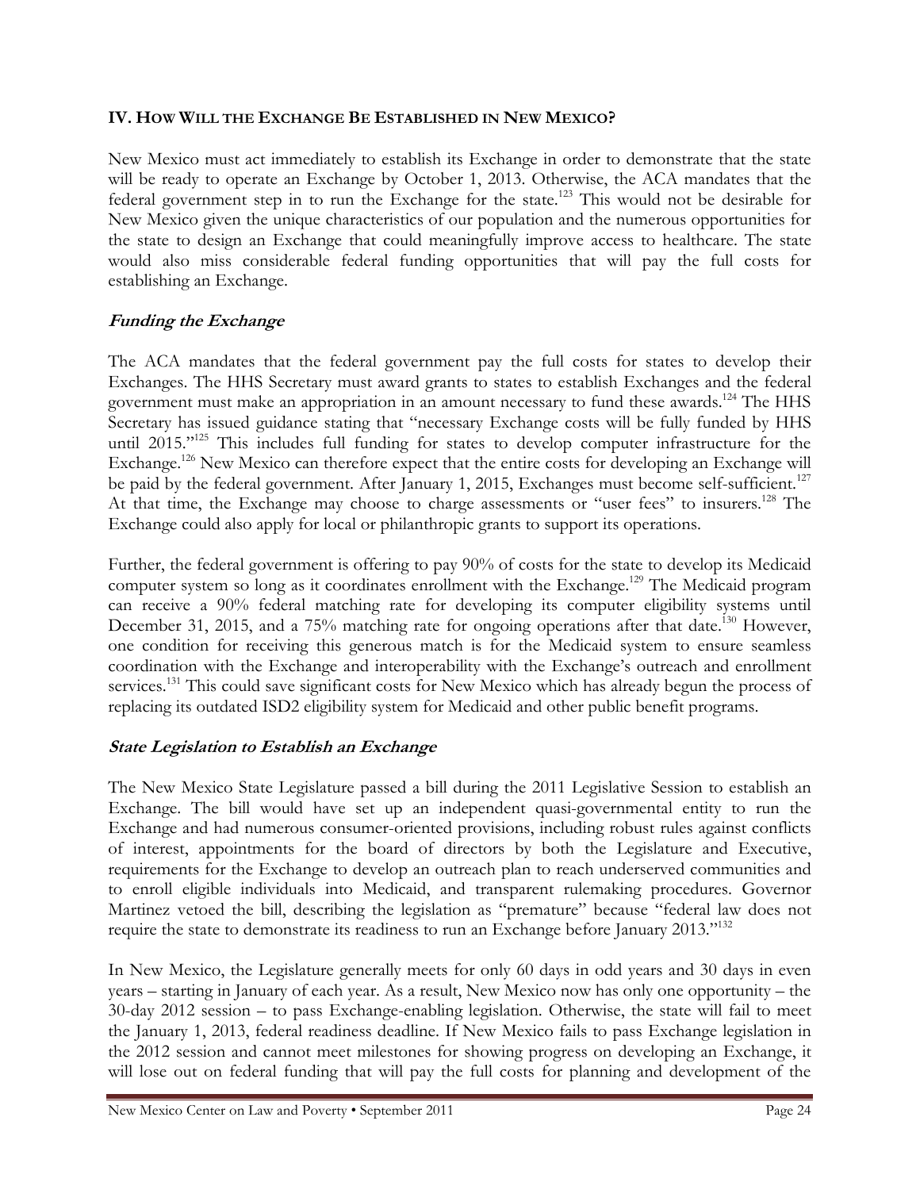## IV. How Will the Exchange Be Established in New Mexico?

New Mexico must act immediately to establish its Exchange in order to demonstrate that the state will be ready to operate an Exchange by October 1, 2013. Otherwise, the ACA mandates that the federal government step in to run the Exchange for the state.[123] This would not be desirable for New Mexico given the unique characteristics of our population and the numerous opportunities for the state to design an Exchange that could meaningfully improve access to healthcare. The state would also miss considerable federal funding opportunities that will pay the full costs for establishing an Exchange.

### *Funding the Exchange*

The ACA mandates that the federal government pay the full costs for states to develop their Exchanges. The HHS Secretary must award grants to states to establish Exchanges and the federal government must make an appropriation in an amount necessary to fund these awards.[124] The HHS Secretary has issued guidance stating that "necessary Exchange costs will be fully funded by HHS until 2015."[125] This includes full funding for states to develop computer infrastructure for the Exchange.[126] New Mexico can therefore expect that the entire costs for developing an Exchange will be paid by the federal government. After January 1, 2015, Exchanges must become self-sufficient.[127] At that time, the Exchange may choose to charge assessments or "user fees" to insurers.[128] The Exchange could also apply for local or philanthropic grants to support its operations.

Further, the federal government is offering to pay 90% of costs for the state to develop its Medicaid computer system so long as it coordinates enrollment with the Exchange.[129] The Medicaid program can receive a 90% federal matching rate for developing its computer eligibility systems until December 31, 2015, and a 75% matching rate for ongoing operations after that date.[130] However, one condition for receiving this generous match is for the Medicaid system to ensure seamless coordination with the Exchange and interoperability with the Exchange's outreach and enrollment services.[131] This could save significant costs for New Mexico which has already begun the process of replacing its outdated ISD2 eligibility system for Medicaid and other public benefit programs.

### *State Legislation to Establish an Exchange*

The New Mexico State Legislature passed a bill during the 2011 Legislative Session to establish an Exchange. The bill would have set up an independent quasi-governmental entity to run the Exchange and had numerous consumer-oriented provisions, including robust rules against conflicts of interest, appointments for the board of directors by both the Legislature and Executive, requirements for the Exchange to develop an outreach plan to reach underserved communities and to enroll eligible individuals into Medicaid, and transparent rulemaking procedures. Governor Martinez vetoed the bill, describing the legislation as "premature" because "federal law does not require the state to demonstrate its readiness to run an Exchange before January 2013."[132]

In New Mexico, the Legislature generally meets for only 60 days in odd years and 30 days in even years – starting in January of each year. As a result, New Mexico now has only one opportunity – the 30-day 2012 session – to pass Exchange-enabling legislation. Otherwise, the state will fail to meet the January 1, 2013, federal readiness deadline. If New Mexico fails to pass Exchange legislation in the 2012 session and cannot meet milestones for showing progress on developing an Exchange, it will lose out on federal funding that will pay the full costs for planning and development of the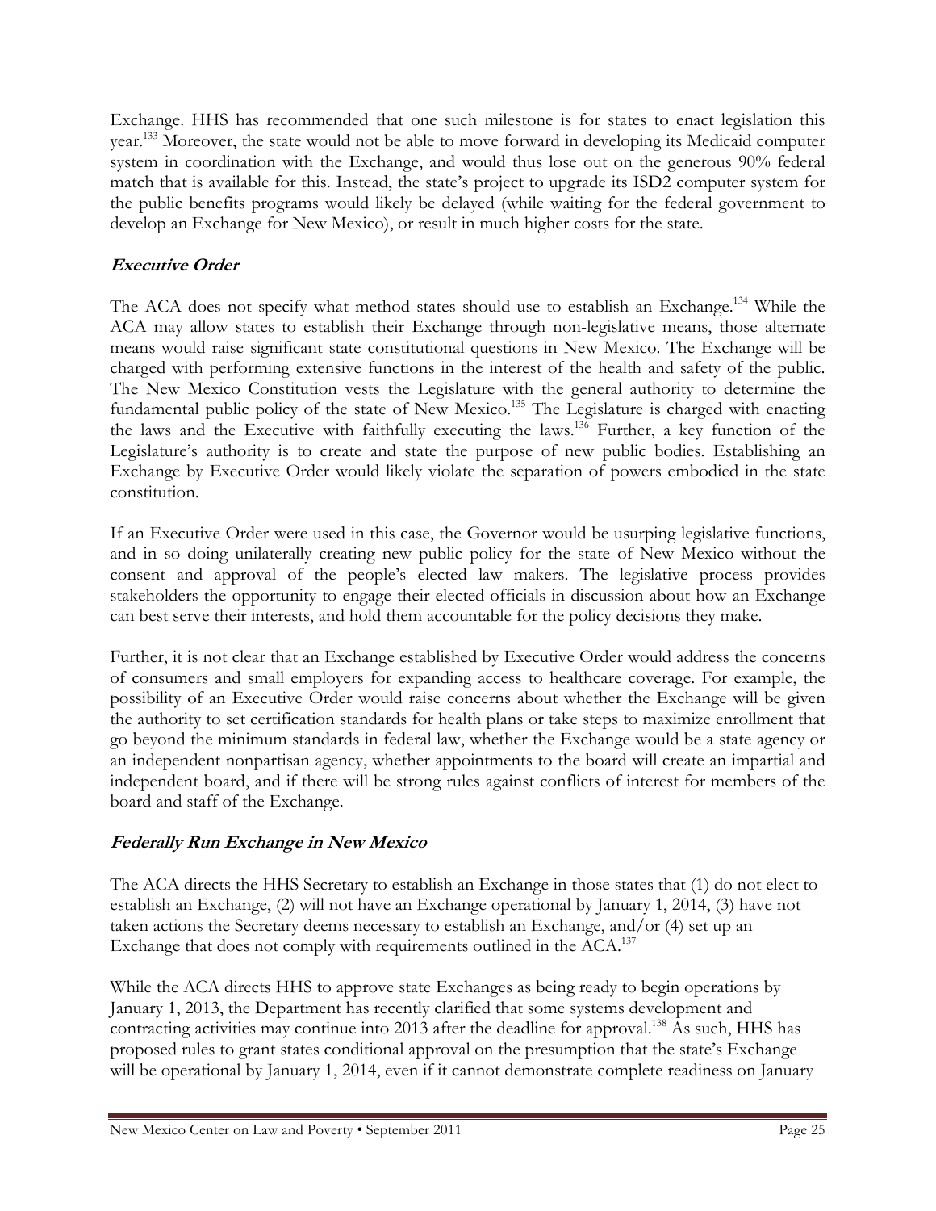Exchange. HHS has recommended that one such milestone is for states to enact legislation this year.[133] Moreover, the state would not be able to move forward in developing its Medicaid computer system in coordination with the Exchange, and would thus lose out on the generous 90% federal match that is available for this. Instead, the state's project to upgrade its ISD2 computer system for the public benefits programs would likely be delayed (while waiting for the federal government to develop an Exchange for New Mexico), or result in much higher costs for the state.

### *Executive Order*

The ACA does not specify what method states should use to establish an Exchange.[134] While the ACA may allow states to establish their Exchange through non-legislative means, those alternate means would raise significant state constitutional questions in New Mexico. The Exchange will be charged with performing extensive functions in the interest of the health and safety of the public. The New Mexico Constitution vests the Legislature with the general authority to determine the fundamental public policy of the state of New Mexico.[135] The Legislature is charged with enacting the laws and the Executive with faithfully executing the laws.[136] Further, a key function of the Legislature's authority is to create and state the purpose of new public bodies. Establishing an Exchange by Executive Order would likely violate the separation of powers embodied in the state constitution.

If an Executive Order were used in this case, the Governor would be usurping legislative functions, and in so doing unilaterally creating new public policy for the state of New Mexico without the consent and approval of the people's elected law makers. The legislative process provides stakeholders the opportunity to engage their elected officials in discussion about how an Exchange can best serve their interests, and hold them accountable for the policy decisions they make.

Further, it is not clear that an Exchange established by Executive Order would address the concerns of consumers and small employers for expanding access to healthcare coverage. For example, the possibility of an Executive Order would raise concerns about whether the Exchange will be given the authority to set certification standards for health plans or take steps to maximize enrollment that go beyond the minimum standards in federal law, whether the Exchange would be a state agency or an independent nonpartisan agency, whether appointments to the board will create an impartial and independent board, and if there will be strong rules against conflicts of interest for members of the board and staff of the Exchange.

### *Federally Run Exchange in New Mexico*

The ACA directs the HHS Secretary to establish an Exchange in those states that (1) do not elect to establish an Exchange, (2) will not have an Exchange operational by January 1, 2014, (3) have not taken actions the Secretary deems necessary to establish an Exchange, and/or (4) set up an Exchange that does not comply with requirements outlined in the ACA.[137]

While the ACA directs HHS to approve state Exchanges as being ready to begin operations by January 1, 2013, the Department has recently clarified that some systems development and contracting activities may continue into 2013 after the deadline for approval.[138] As such, HHS has proposed rules to grant states conditional approval on the presumption that the state's Exchange will be operational by January 1, 2014, even if it cannot demonstrate complete readiness on January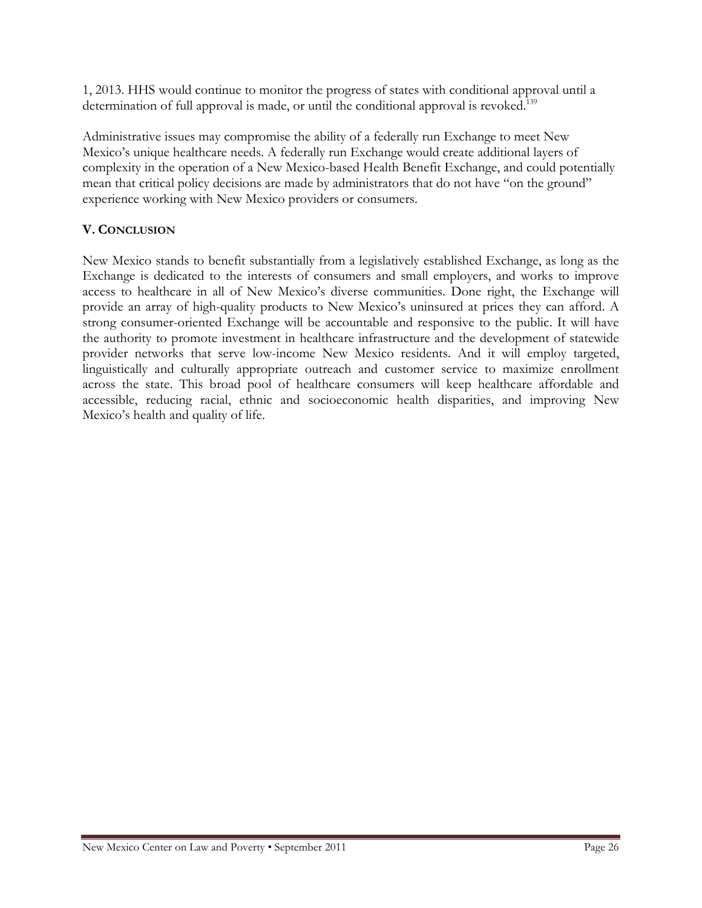1, 2013. HHS would continue to monitor the progress of states with conditional approval until a determination of full approval is made, or until the conditional approval is revoked.[139]

Administrative issues may compromise the ability of a federally run Exchange to meet New Mexico's unique healthcare needs. A federally run Exchange would create additional layers of complexity in the operation of a New Mexico-based Health Benefit Exchange, and could potentially mean that critical policy decisions are made by administrators that do not have "on the ground" experience working with New Mexico providers or consumers.

## V. CONCLUSION

New Mexico stands to benefit substantially from a legislatively established Exchange, as long as the Exchange is dedicated to the interests of consumers and small employers, and works to improve access to healthcare in all of New Mexico's diverse communities. Done right, the Exchange will provide an array of high-quality products to New Mexico's uninsured at prices they can afford. A strong consumer-oriented Exchange will be accountable and responsive to the public. It will have the authority to promote investment in healthcare infrastructure and the development of statewide provider networks that serve low-income New Mexico residents. And it will employ targeted, linguistically and culturally appropriate outreach and customer service to maximize enrollment across the state. This broad pool of healthcare consumers will keep healthcare affordable and accessible, reducing racial, ethnic and socioeconomic health disparities, and improving New Mexico's health and quality of life.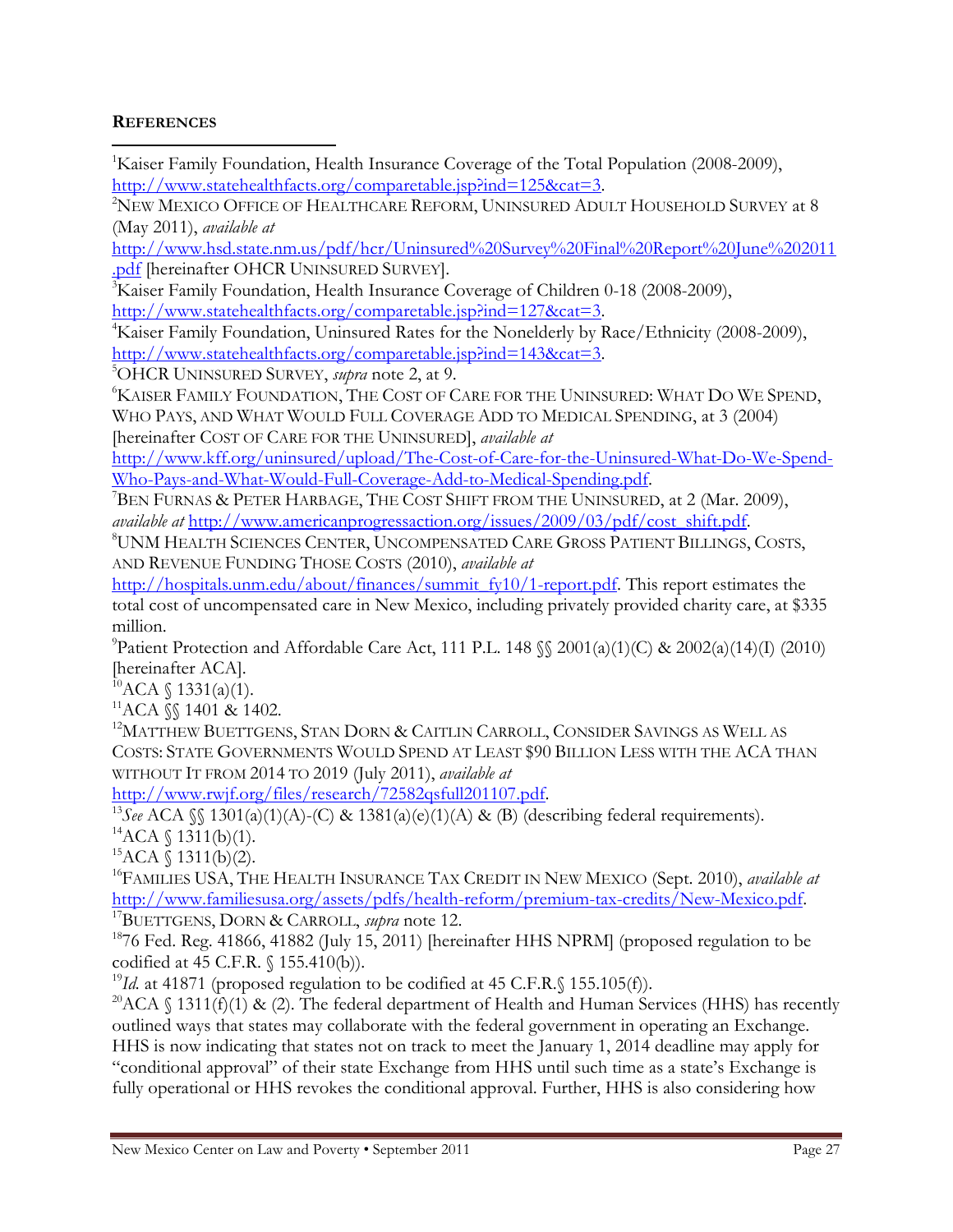**REFERENCES**

[1]Kaiser Family Foundation, Health Insurance Coverage of the Total Population (2008-2009), http://www.statehealthfacts.org/comparetable.jsp?ind=125&cat=3.

[2]NEW MEXICO OFFICE OF HEALTHCARE REFORM, UNINSURED ADULT HOUSEHOLD SURVEY at 8 (May 2011), *available at* http://www.hsd.state.nm.us/pdf/hcr/Uninsured%20Survey%20Final%20Report%20June%202011.pdf [hereinafter OHCR UNINSURED SURVEY].

[3]Kaiser Family Foundation, Health Insurance Coverage of Children 0-18 (2008-2009), http://www.statehealthfacts.org/comparetable.jsp?ind=127&cat=3.

[4]Kaiser Family Foundation, Uninsured Rates for the Nonelderly by Race/Ethnicity (2008-2009), http://www.statehealthfacts.org/comparetable.jsp?ind=143&cat=3.

[5]OHCR UNINSURED SURVEY, *supra* note 2, at 9.

[6]KAISER FAMILY FOUNDATION, THE COST OF CARE FOR THE UNINSURED: WHAT DO WE SPEND, WHO PAYS, AND WHAT WOULD FULL COVERAGE ADD TO MEDICAL SPENDING, at 3 (2004) [hereinafter COST OF CARE FOR THE UNINSURED], *available at* http://www.kff.org/uninsured/upload/The-Cost-of-Care-for-the-Uninsured-What-Do-We-Spend-Who-Pays-and-What-Would-Full-Coverage-Add-to-Medical-Spending.pdf.

[7]BEN FURNAS & PETER HARBAGE, THE COST SHIFT FROM THE UNINSURED, at 2 (Mar. 2009), *available at* http://www.americanprogressaction.org/issues/2009/03/pdf/cost_shift.pdf.

[8]UNM HEALTH SCIENCES CENTER, UNCOMPENSATED CARE GROSS PATIENT BILLINGS, COSTS, AND REVENUE FUNDING THOSE COSTS (2010), *available at* http://hospitals.unm.edu/about/finances/summit_fy10/1-report.pdf. This report estimates the total cost of uncompensated care in New Mexico, including privately provided charity care, at $335 million.

[9]Patient Protection and Affordable Care Act, 111 P.L. 148 §§ 2001(a)(1)(C) & 2002(a)(14)(I) (2010) [hereinafter ACA].

[10]ACA § 1331(a)(1).

[11]ACA §§ 1401 & 1402.

[12]MATTHEW BUETTGENS, STAN DORN & CAITLIN CARROLL, CONSIDER SAVINGS AS WELL AS COSTS: STATE GOVERNMENTS WOULD SPEND AT LEAST $90 BILLION LESS WITH THE ACA THAN WITHOUT IT FROM 2014 TO 2019 (July 2011), *available at* http://www.rwjf.org/files/research/72582qsfull201107.pdf.

[13]*See* ACA §§ 1301(a)(1)(A)-(C) & 1381(a)(e)(1)(A) & (B) (describing federal requirements).

[14]ACA § 1311(b)(1).

[15]ACA § 1311(b)(2).

[16]FAMILIES USA, THE HEALTH INSURANCE TAX CREDIT IN NEW MEXICO (Sept. 2010), *available at* http://www.familiesusa.org/assets/pdfs/health-reform/premium-tax-credits/New-Mexico.pdf.

[17]BUETTGENS, DORN & CARROLL, *supra* note 12.

[18]76 Fed. Reg. 41866, 41882 (July 15, 2011) [hereinafter HHS NPRM] (proposed regulation to be codified at 45 C.F.R. § 155.410(b)).

[19]*Id.* at 41871 (proposed regulation to be codified at 45 C.F.R.§ 155.105(f)).

[20]ACA § 1311(f)(1) & (2). The federal department of Health and Human Services (HHS) has recently outlined ways that states may collaborate with the federal government in operating an Exchange. HHS is now indicating that states not on track to meet the January 1, 2014 deadline may apply for "conditional approval" of their state Exchange from HHS until such time as a state's Exchange is fully operational or HHS revokes the conditional approval. Further, HHS is also considering how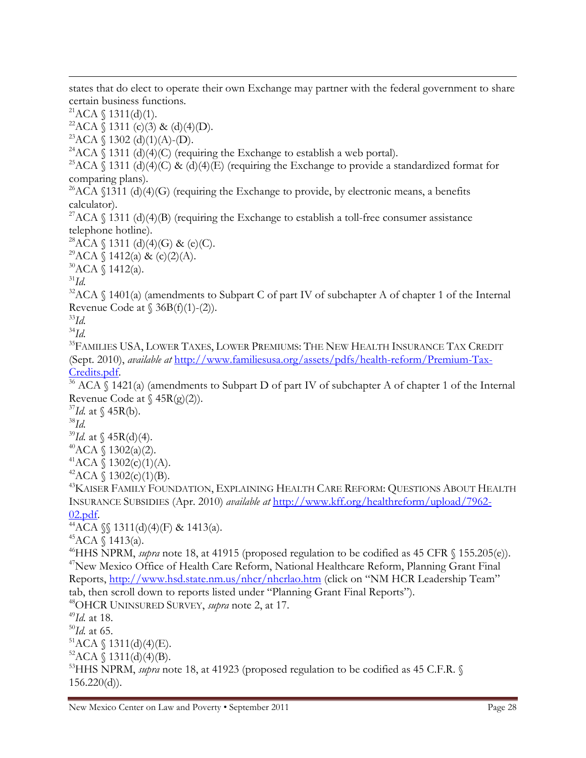states that do elect to operate their own Exchange may partner with the federal government to share certain business functions.

[21] ACA § 1311(d)(1).

[22] ACA § 1311 (c)(3) & (d)(4)(D).

[23] ACA § 1302 (d)(1)(A)-(D).

[24] ACA § 1311 (d)(4)(C) (requiring the Exchange to establish a web portal).

[25] ACA § 1311 (d)(4)(C) & (d)(4)(E) (requiring the Exchange to provide a standardized format for comparing plans).

[26] ACA §1311 (d)(4)(G) (requiring the Exchange to provide, by electronic means, a benefits calculator).

[27] ACA § 1311 (d)(4)(B) (requiring the Exchange to establish a toll-free consumer assistance telephone hotline).

[28] ACA § 1311 (d)(4)(G) & (e)(C).

[29] ACA § 1412(a) & (c)(2)(A).

[30] ACA § 1412(a).

[31] *Id.*

[32] ACA § 1401(a) (amendments to Subpart C of part IV of subchapter A of chapter 1 of the Internal Revenue Code at § 36B(f)(1)-(2)).

[33] *Id.*

[34] *Id.*

[35] FAMILIES USA, LOWER TAXES, LOWER PREMIUMS: THE NEW HEALTH INSURANCE TAX CREDIT (Sept. 2010), *available at* http://www.familiesusa.org/assets/pdfs/health-reform/Premium-Tax-Credits.pdf.

[36] ACA § 1421(a) (amendments to Subpart D of part IV of subchapter A of chapter 1 of the Internal Revenue Code at § 45R(g)(2)).

[37] *Id.* at § 45R(b).

[38] *Id.*

[39] *Id.* at § 45R(d)(4).

[40] ACA § 1302(a)(2).

[41] ACA § 1302(c)(1)(A).

[42] ACA § 1302(c)(1)(B).

[43] KAISER FAMILY FOUNDATION, EXPLAINING HEALTH CARE REFORM: QUESTIONS ABOUT HEALTH INSURANCE SUBSIDIES (Apr. 2010) *available at* http://www.kff.org/healthreform/upload/7962-02.pdf.

[44] ACA §§ 1311(d)(4)(F) & 1413(a).

[45] ACA § 1413(a).

[46] HHS NPRM, *supra* note 18, at 41915 (proposed regulation to be codified as 45 CFR § 155.205(e)).

[47] New Mexico Office of Health Care Reform, National Healthcare Reform, Planning Grant Final Reports, http://www.hsd.state.nm.us/nhcr/nhcrlao.htm (click on "NM HCR Leadership Team" tab, then scroll down to reports listed under "Planning Grant Final Reports").

[48] OHCR UNINSURED SURVEY, *supra* note 2, at 17.

[49] *Id.* at 18.

[50] *Id.* at 65.

[51] ACA § 1311(d)(4)(E).

[52] ACA § 1311(d)(4)(B).

[53] HHS NPRM, *supra* note 18, at 41923 (proposed regulation to be codified as 45 C.F.R. § 156.220(d)).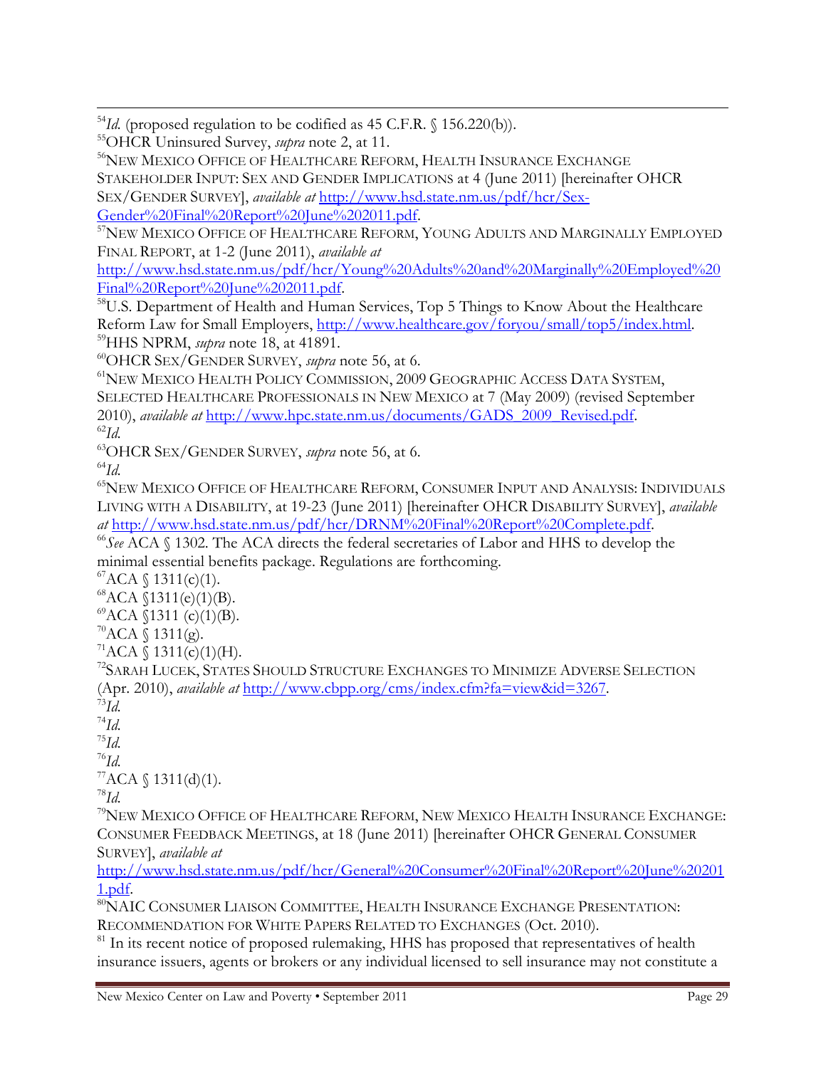[54]*Id.* (proposed regulation to be codified as 45 C.F.R. § 156.220(b)).

[55]OHCR Uninsured Survey, *supra* note 2, at 11.

[56]NEW MEXICO OFFICE OF HEALTHCARE REFORM, HEALTH INSURANCE EXCHANGE STAKEHOLDER INPUT: SEX AND GENDER IMPLICATIONS at 4 (June 2011) [hereinafter OHCR SEX/GENDER SURVEY], *available at* http://www.hsd.state.nm.us/pdf/hcr/Sex-Gender%20Final%20Report%20June%202011.pdf.

[57]NEW MEXICO OFFICE OF HEALTHCARE REFORM, YOUNG ADULTS AND MARGINALLY EMPLOYED FINAL REPORT, at 1-2 (June 2011), *available at* http://www.hsd.state.nm.us/pdf/hcr/Young%20Adults%20and%20Marginally%20Employed%20Final%20Report%20June%202011.pdf.

[58]U.S. Department of Health and Human Services, Top 5 Things to Know About the Healthcare Reform Law for Small Employers, http://www.healthcare.gov/foryou/small/top5/index.html.

[59]HHS NPRM, *supra* note 18, at 41891.

[60]OHCR SEX/GENDER SURVEY, *supra* note 56, at 6.

[61]NEW MEXICO HEALTH POLICY COMMISSION, 2009 GEOGRAPHIC ACCESS DATA SYSTEM, SELECTED HEALTHCARE PROFESSIONALS IN NEW MEXICO at 7 (May 2009) (revised September 2010), *available at* http://www.hpc.state.nm.us/documents/GADS_2009_Revised.pdf.

[62]*Id.*

[63]OHCR SEX/GENDER SURVEY, *supra* note 56, at 6.

[64]*Id.*

[65]NEW MEXICO OFFICE OF HEALTHCARE REFORM, CONSUMER INPUT AND ANALYSIS: INDIVIDUALS LIVING WITH A DISABILITY, at 19-23 (June 2011) [hereinafter OHCR DISABILITY SURVEY], *available at* http://www.hsd.state.nm.us/pdf/hcr/DRNM%20Final%20Report%20Complete.pdf.

[66]*See* ACA § 1302. The ACA directs the federal secretaries of Labor and HHS to develop the minimal essential benefits package. Regulations are forthcoming.

[67]ACA § 1311(c)(1).

[68]ACA §1311(e)(1)(B).

[69]ACA §1311 (c)(1)(B).

[70]ACA § 1311(g).

[71]ACA § 1311(c)(1)(H).

[72]SARAH LUCEK, STATES SHOULD STRUCTURE EXCHANGES TO MINIMIZE ADVERSE SELECTION (Apr. 2010), *available at* http://www.cbpp.org/cms/index.cfm?fa=view&id=3267.

[73]*Id.*

[74]*Id.*

[75]*Id.*

[76]*Id.*

[77]ACA § 1311(d)(1).

[78]*Id.*

[79]NEW MEXICO OFFICE OF HEALTHCARE REFORM, NEW MEXICO HEALTH INSURANCE EXCHANGE: CONSUMER FEEDBACK MEETINGS, at 18 (June 2011) [hereinafter OHCR GENERAL CONSUMER SURVEY], *available at* http://www.hsd.state.nm.us/pdf/hcr/General%20Consumer%20Final%20Report%20June%202011.pdf.

[80]NAIC CONSUMER LIAISON COMMITTEE, HEALTH INSURANCE EXCHANGE PRESENTATION: RECOMMENDATION FOR WHITE PAPERS RELATED TO EXCHANGES (Oct. 2010).

[81] In its recent notice of proposed rulemaking, HHS has proposed that representatives of health insurance issuers, agents or brokers or any individual licensed to sell insurance may not constitute a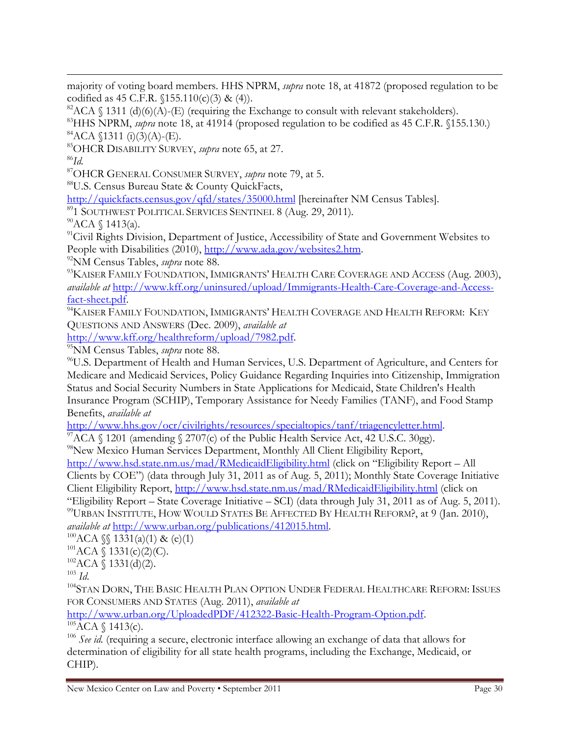majority of voting board members. HHS NPRM, *supra* note 18, at 41872 (proposed regulation to be codified as 45 C.F.R. §155.110(c)(3) & (4)).

[82]ACA § 1311 (d)(6)(A)-(E) (requiring the Exchange to consult with relevant stakeholders).

[83]HHS NPRM, *supra* note 18, at 41914 (proposed regulation to be codified as 45 C.F.R. §155.130.)

[84]ACA §1311 (i)(3)(A)-(E).

[85]OHCR DISABILITY SURVEY, *supra* note 65, at 27.

[86]*Id.*

[87]OHCR GENERAL CONSUMER SURVEY, *supra* note 79, at 5.

[88]U.S. Census Bureau State & County QuickFacts, http://quickfacts.census.gov/qfd/states/35000.html [hereinafter NM Census Tables].

[89]1 SOUTHWEST POLITICAL SERVICES SENTINEL 8 (Aug. 29, 2011).

[90]ACA § 1413(a).

[91]Civil Rights Division, Department of Justice, Accessibility of State and Government Websites to People with Disabilities (2010), http://www.ada.gov/websites2.htm.

[92]NM Census Tables, *supra* note 88.

[93]KAISER FAMILY FOUNDATION, IMMIGRANTS' HEALTH CARE COVERAGE AND ACCESS (Aug. 2003), *available at* http://www.kff.org/uninsured/upload/Immigrants-Health-Care-Coverage-and-Access-fact-sheet.pdf.

[94]KAISER FAMILY FOUNDATION, IMMIGRANTS' HEALTH COVERAGE AND HEALTH REFORM: KEY QUESTIONS AND ANSWERS (Dec. 2009), *available at* http://www.kff.org/healthreform/upload/7982.pdf.

[95]NM Census Tables, *supra* note 88.

[96]U.S. Department of Health and Human Services, U.S. Department of Agriculture, and Centers for Medicare and Medicaid Services, Policy Guidance Regarding Inquiries into Citizenship, Immigration Status and Social Security Numbers in State Applications for Medicaid, State Children's Health Insurance Program (SCHIP), Temporary Assistance for Needy Families (TANF), and Food Stamp Benefits, *available at* http://www.hhs.gov/ocr/civilrights/resources/specialtopics/tanf/triagencyletter.html.

[97]ACA § 1201 (amending § 2707(c) of the Public Health Service Act, 42 U.S.C. 30gg).

[98]New Mexico Human Services Department, Monthly All Client Eligibility Report, http://www.hsd.state.nm.us/mad/RMedicaidEligibility.html (click on "Eligibility Report – All Clients by COE") (data through July 31, 2011 as of Aug. 5, 2011); Monthly State Coverage Initiative Client Eligibility Report, http://www.hsd.state.nm.us/mad/RMedicaidEligibility.html (click on "Eligibility Report – State Coverage Initiative – SCI) (data through July 31, 2011 as of Aug. 5, 2011).

[99]URBAN INSTITUTE, HOW WOULD STATES BE AFFECTED BY HEALTH REFORM?, at 9 (Jan. 2010), *available at* http://www.urban.org/publications/412015.html.

[100]ACA §§ 1331(a)(1) & (e)(1)

[101]ACA § 1331(c)(2)(C).

[102]ACA § 1331(d)(2).

[103] *Id.*

[104]STAN DORN, THE BASIC HEALTH PLAN OPTION UNDER FEDERAL HEALTHCARE REFORM: ISSUES FOR CONSUMERS AND STATES (Aug. 2011), *available at* http://www.urban.org/UploadedPDF/412322-Basic-Health-Program-Option.pdf.

[105]ACA § 1413(c).

[106] *See id.* (requiring a secure, electronic interface allowing an exchange of data that allows for determination of eligibility for all state health programs, including the Exchange, Medicaid, or CHIP).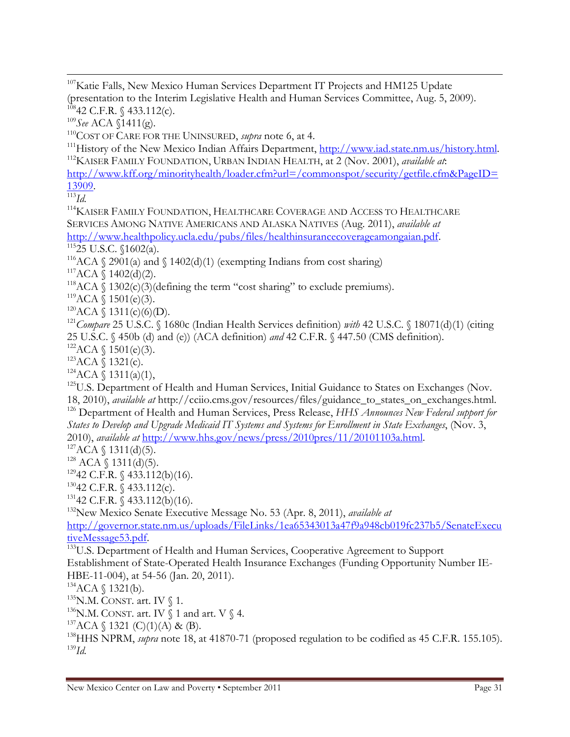[107]Katie Falls, New Mexico Human Services Department IT Projects and HM125 Update (presentation to the Interim Legislative Health and Human Services Committee, Aug. 5, 2009).

[108]42 C.F.R. § 433.112(c).

[109]*See* ACA §1411(g).

[110]COST OF CARE FOR THE UNINSURED, *supra* note 6, at 4.

[111]History of the New Mexico Indian Affairs Department, http://www.iad.state.nm.us/history.html.

[112]KAISER FAMILY FOUNDATION, URBAN INDIAN HEALTH, at 2 (Nov. 2001), *available at*: http://www.kff.org/minorityhealth/loader.cfm?url=/commonspot/security/getfile.cfm&PageID=13909.

[113]*Id.*

[114]KAISER FAMILY FOUNDATION, HEALTHCARE COVERAGE AND ACCESS TO HEALTHCARE SERVICES AMONG NATIVE AMERICANS AND ALASKA NATIVES (Aug. 2011), *available at* http://www.healthpolicy.ucla.edu/pubs/files/healthinsurancecoverageamongaian.pdf.

[115]25 U.S.C. §1602(a).

[116]ACA § 2901(a) and § 1402(d)(1) (exempting Indians from cost sharing)

[117]ACA § 1402(d)(2).

[118]ACA § 1302(c)(3)(defining the term "cost sharing" to exclude premiums).

[119]ACA § 1501(e)(3).

[120]ACA § 1311(c)(6)(D).

[121]*Compare* 25 U.S.C. § 1680c (Indian Health Services definition) *with* 42 U.S.C. § 18071(d)(1) (citing 25 U.S.C. § 450b (d) and (e)) (ACA definition) *and* 42 C.F.R. § 447.50 (CMS definition).

[122]ACA § 1501(e)(3).

[123]ACA § 1321(c).

[124]ACA § 1311(a)(1),

[125]U.S. Department of Health and Human Services, Initial Guidance to States on Exchanges (Nov. 18, 2010), *available at* http://cciio.cms.gov/resources/files/guidance_to_states_on_exchanges.html.

[126] Department of Health and Human Services, Press Release, *HHS Announces New Federal support for States to Develop and Upgrade Medicaid IT Systems and Systems for Enrollment in State Exchanges*, (Nov. 3, 2010), *available at* http://www.hhs.gov/news/press/2010pres/11/20101103a.html.

[127]ACA § 1311(d)(5).

[128] ACA § 1311(d)(5).

[129]42 C.F.R. § 433.112(b)(16).

[130]42 C.F.R. § 433.112(c).

[131]42 C.F.R. § 433.112(b)(16).

[132]New Mexico Senate Executive Message No. 53 (Apr. 8, 2011), *available at* http://governor.state.nm.us/uploads/FileLinks/1ea65343013a47f9a948cb019fc237b5/SenateExecutiveMessage53.pdf.

[133]U.S. Department of Health and Human Services, Cooperative Agreement to Support Establishment of State-Operated Health Insurance Exchanges (Funding Opportunity Number IE-HBE-11-004), at 54-56 (Jan. 20, 2011).

[134]ACA § 1321(b).

[135]N.M. CONST. art. IV § 1.

[136]N.M. CONST. art. IV § 1 and art. V § 4.

[137]ACA § 1321 (C)(1)(A) & (B).

[138]HHS NPRM, *supra* note 18, at 41870-71 (proposed regulation to be codified as 45 C.F.R. 155.105).

[139]*Id.*